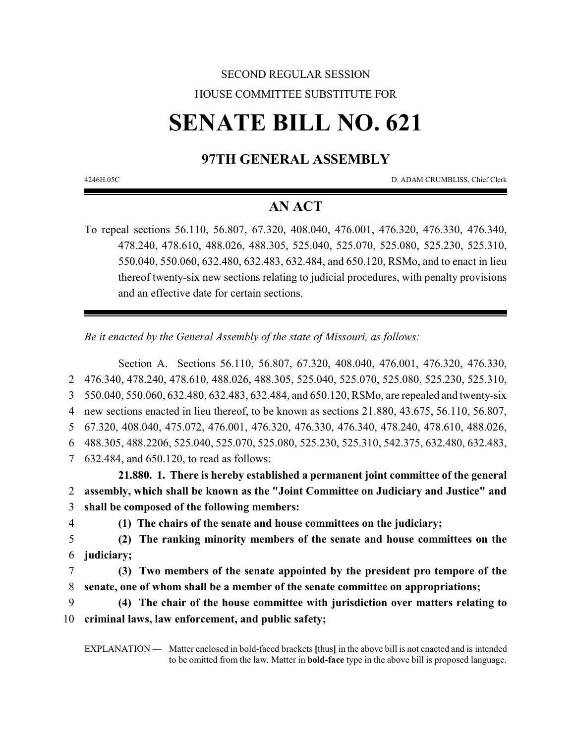SECOND REGULAR SESSION

HOUSE COMMITTEE SUBSTITUTE FOR

# SENATE BILL NO. 621

## 97TH GENERAL ASSEMBLY

4246H.05C D. ADAM CRUMBLISS, Chief Clerk

## AN ACT

To repeal sections 56.110, 56.807, 67.320, 408.040, 476.001, 476.320, 476.330, 476.340, 478.240, 478.610, 488.026, 488.305, 525.040, 525.070, 525.080, 525.230, 525.310, 550.040, 550.060, 632.480, 632.483, 632.484, and 650.120, RSMo, and to enact in lieu thereof twenty-six new sections relating to judicial procedures, with penalty provisions and an effective date for certain sections.

*Be it enacted by the General Assembly of the state of Missouri, as follows:*

Section A. Sections 56.110, 56.807, 67.320, 408.040, 476.001, 476.320, 476.330, 476.340, 478.240, 478.610, 488.026, 488.305, 525.040, 525.070, 525.080, 525.230, 525.310, 550.040, 550.060, 632.480, 632.483, 632.484, and 650.120, RSMo, are repealed and twenty-six new sections enacted in lieu thereof, to be known as sections 21.880, 43.675, 56.110, 56.807, 67.320, 408.040, 475.072, 476.001, 476.320, 476.330, 476.340, 478.240, 478.610, 488.026, 488.305, 488.2206, 525.040, 525.070, 525.080, 525.230, 525.310, 542.375, 632.480, 632.483, 632.484, and 650.120, to read as follows:

**21.880. 1. There is hereby established a permanent joint committee of the general assembly, which shall be known as the "Joint Committee on Judiciary and Justice" and shall be composed of the following members:**

**(1) The chairs of the senate and house committees on the judiciary;**

**(2) The ranking minority members of the senate and house committees on the judiciary;**

**(3) Two members of the senate appointed by the president pro tempore of the senate, one of whom shall be a member of the senate committee on appropriations;**

**(4) The chair of the house committee with jurisdiction over matters relating to criminal laws, law enforcement, and public safety;**

EXPLANATION — Matter enclosed in bold-faced brackets **[**thus**]** in the above bill is not enacted and is intended to be omitted from the law. Matter in **bold-face** type in the above bill is proposed language.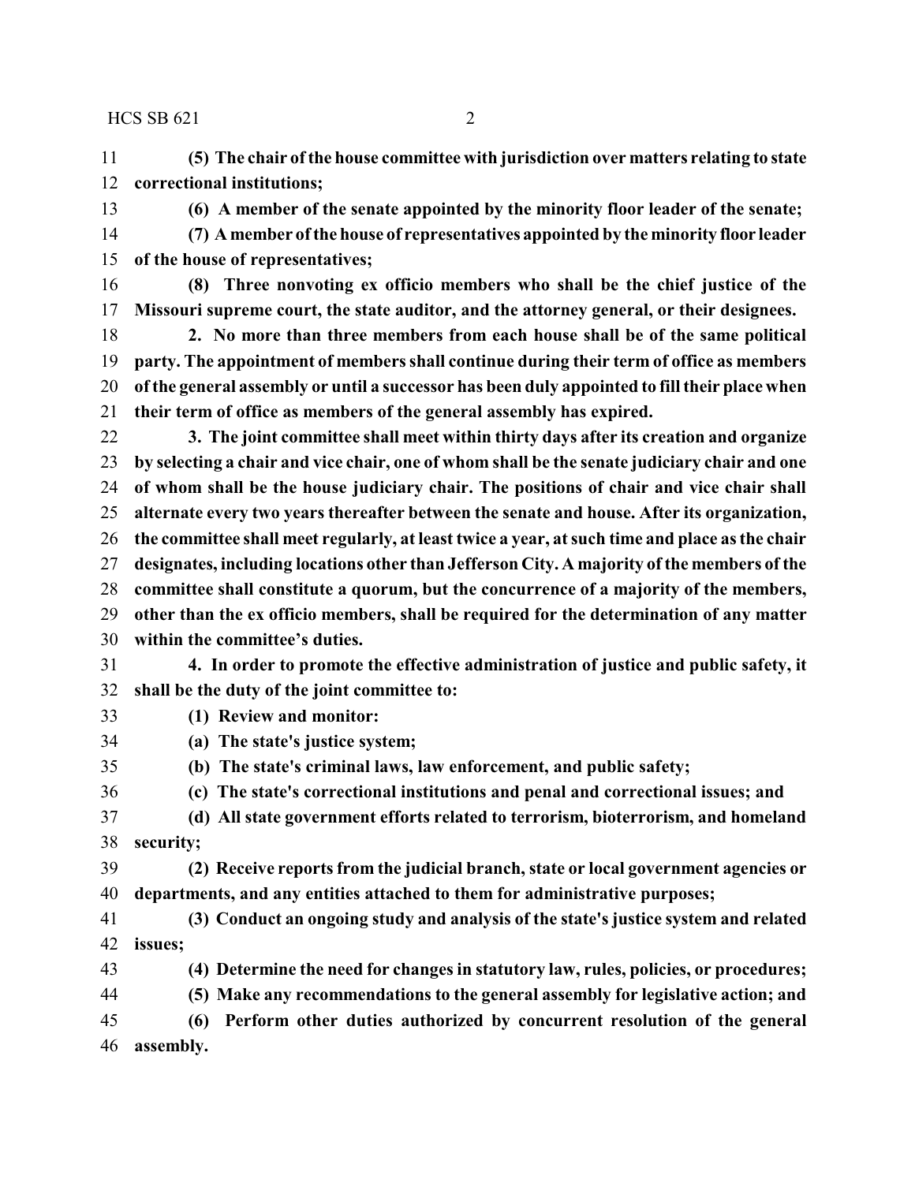**(5) The chair of the house committee with jurisdiction over matters relating to state correctional institutions;**

**(6) A member of the senate appointed by the minority floor leader of the senate;**

**(7) A member of the house of representatives appointed by the minority floor leader of the house of representatives;**

**(8) Three nonvoting ex officio members who shall be the chief justice of the Missouri supreme court, the state auditor, and the attorney general, or their designees.**

**2. No more than three members from each house shall be of the same political party. The appointment of members shall continue during their term of office as members of the general assembly or until a successor has been duly appointed to fill their place when their term of office as members of the general assembly has expired.**

**3. The joint committee shall meet within thirty days after its creation and organize by selecting a chair and vice chair, one of whom shall be the senate judiciary chair and one of whom shall be the house judiciary chair. The positions of chair and vice chair shall alternate every two years thereafter between the senate and house. After its organization, the committee shall meet regularly, at least twice a year, at such time and place as the chair designates, including locations other than Jefferson City. A majority of the members of the committee shall constitute a quorum, but the concurrence of a majority of the members, other than the ex officio members, shall be required for the determination of any matter within the committee's duties.**

**4. In order to promote the effective administration of justice and public safety, it shall be the duty of the joint committee to:**

**(1) Review and monitor:**

**(a) The state's justice system;**

**(b) The state's criminal laws, law enforcement, and public safety;**

**(c) The state's correctional institutions and penal and correctional issues; and**

**(d) All state government efforts related to terrorism, bioterrorism, and homeland security;**

**(2) Receive reports from the judicial branch, state or local government agencies or departments, and any entities attached to them for administrative purposes;**

**(3) Conduct an ongoing study and analysis of the state's justice system and related issues;**

**(4) Determine the need for changes in statutory law, rules, policies, or procedures;**

**(5) Make any recommendations to the general assembly for legislative action; and**

**(6) Perform other duties authorized by concurrent resolution of the general assembly.**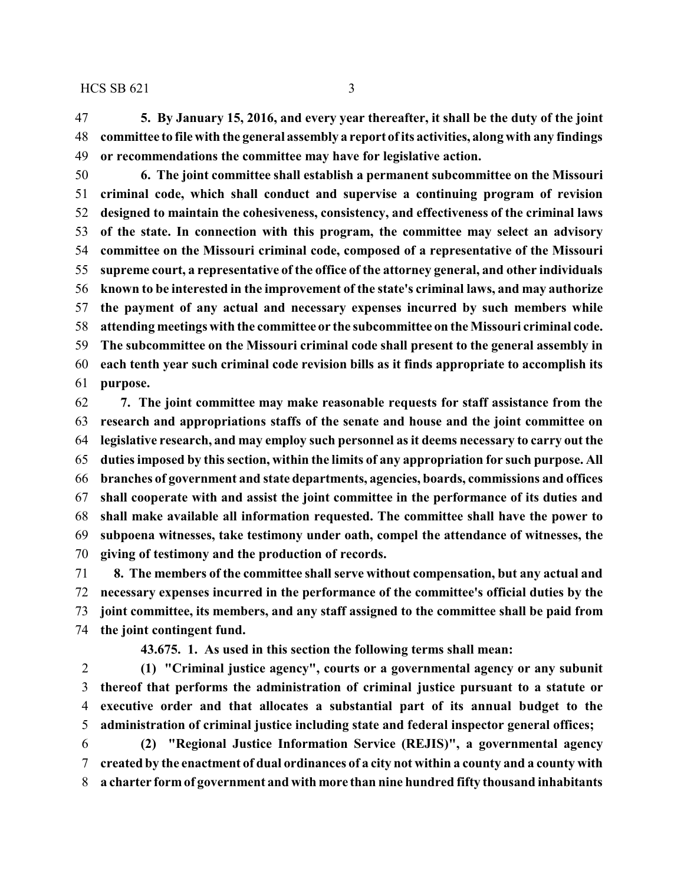**5. By January 15, 2016, and every year thereafter, it shall be the duty of the joint committee to file with the general assembly a report of its activities, along with any findings or recommendations the committee may have for legislative action.**

**6. The joint committee shall establish a permanent subcommittee on the Missouri criminal code, which shall conduct and supervise a continuing program of revision designed to maintain the cohesiveness, consistency, and effectiveness of the criminal laws of the state. In connection with this program, the committee may select an advisory committee on the Missouri criminal code, composed of a representative of the Missouri supreme court, a representative of the office of the attorney general, and other individuals known to be interested in the improvement of the state's criminal laws, and may authorize the payment of any actual and necessary expenses incurred by such members while attending meetings with the committee or the subcommittee on the Missouri criminal code. The subcommittee on the Missouri criminal code shall present to the general assembly in each tenth year such criminal code revision bills as it finds appropriate to accomplish its purpose.**

**7. The joint committee may make reasonable requests for staff assistance from the research and appropriations staffs of the senate and house and the joint committee on legislative research, and may employ such personnel as it deems necessary to carry out the duties imposed by this section, within the limits of any appropriation for such purpose. All branches of government and state departments, agencies, boards, commissions and offices shall cooperate with and assist the joint committee in the performance of its duties and shall make available all information requested. The committee shall have the power to subpoena witnesses, take testimony under oath, compel the attendance of witnesses, the giving of testimony and the production of records.**

**8. The members of the committee shall serve without compensation, but any actual and necessary expenses incurred in the performance of the committee's official duties by the joint committee, its members, and any staff assigned to the committee shall be paid from the joint contingent fund.**

**43.675. 1. As used in this section the following terms shall mean:**

**(1) "Criminal justice agency", courts or a governmental agency or any subunit thereof that performs the administration of criminal justice pursuant to a statute or executive order and that allocates a substantial part of its annual budget to the administration of criminal justice including state and federal inspector general offices;**

**(2) "Regional Justice Information Service (REJIS)", a governmental agency created by the enactment of dual ordinances of a city not within a county and a county with a charter form of government and with more than nine hundred fifty thousand inhabitants**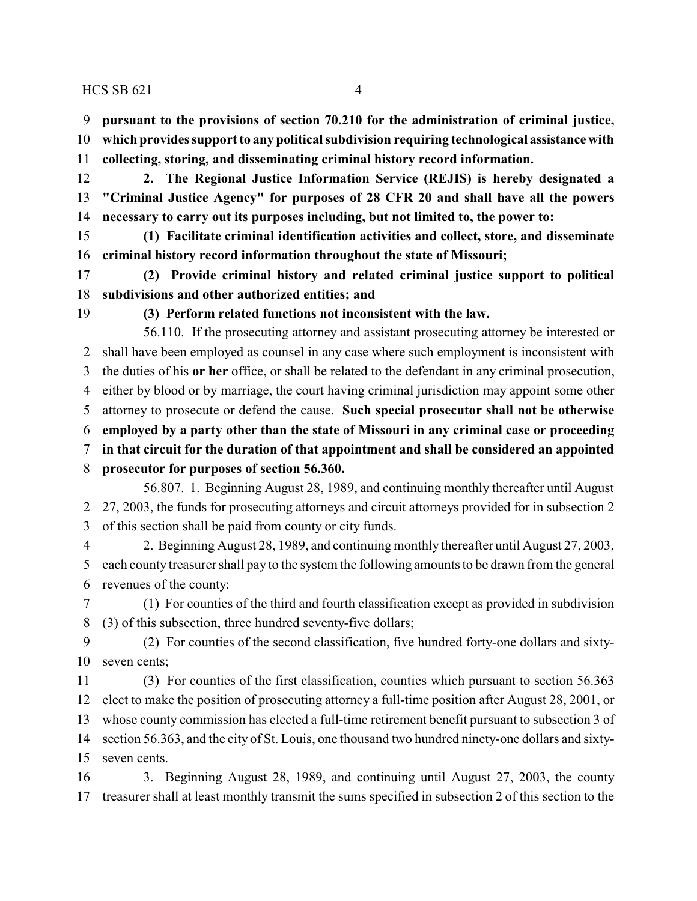**pursuant to the provisions of section 70.210 for the administration of criminal justice, which provides support to any political subdivision requiring technological assistance with collecting, storing, and disseminating criminal history record information.**

**2. The Regional Justice Information Service (REJIS) is hereby designated a "Criminal Justice Agency" for purposes of 28 CFR 20 and shall have all the powers necessary to carry out its purposes including, but not limited to, the power to:**

**(1) Facilitate criminal identification activities and collect, store, and disseminate criminal history record information throughout the state of Missouri;**

**(2) Provide criminal history and related criminal justice support to political subdivisions and other authorized entities; and**

**(3) Perform related functions not inconsistent with the law.**

56.110. If the prosecuting attorney and assistant prosecuting attorney be interested or shall have been employed as counsel in any case where such employment is inconsistent with the duties of his **or her** office, or shall be related to the defendant in any criminal prosecution, either by blood or by marriage, the court having criminal jurisdiction may appoint some other attorney to prosecute or defend the cause. **Such special prosecutor shall not be otherwise employed by a party other than the state of Missouri in any criminal case or proceeding in that circuit for the duration of that appointment and shall be considered an appointed prosecutor for purposes of section 56.360.**

56.807. 1. Beginning August 28, 1989, and continuing monthly thereafter until August 27, 2003, the funds for prosecuting attorneys and circuit attorneys provided for in subsection 2 of this section shall be paid from county or city funds.

2. Beginning August 28, 1989, and continuing monthly thereafter until August 27, 2003, each county treasurer shall pay to the system the following amounts to be drawn from the general revenues of the county:

(1) For counties of the third and fourth classification except as provided in subdivision (3) of this subsection, three hundred seventy-five dollars;

(2) For counties of the second classification, five hundred forty-one dollars and sixty-seven cents;

(3) For counties of the first classification, counties which pursuant to section 56.363 elect to make the position of prosecuting attorney a full-time position after August 28, 2001, or whose county commission has elected a full-time retirement benefit pursuant to subsection 3 of section 56.363, and the city of St. Louis, one thousand two hundred ninety-one dollars and sixty-seven cents.

3. Beginning August 28, 1989, and continuing until August 27, 2003, the county treasurer shall at least monthly transmit the sums specified in subsection 2 of this section to the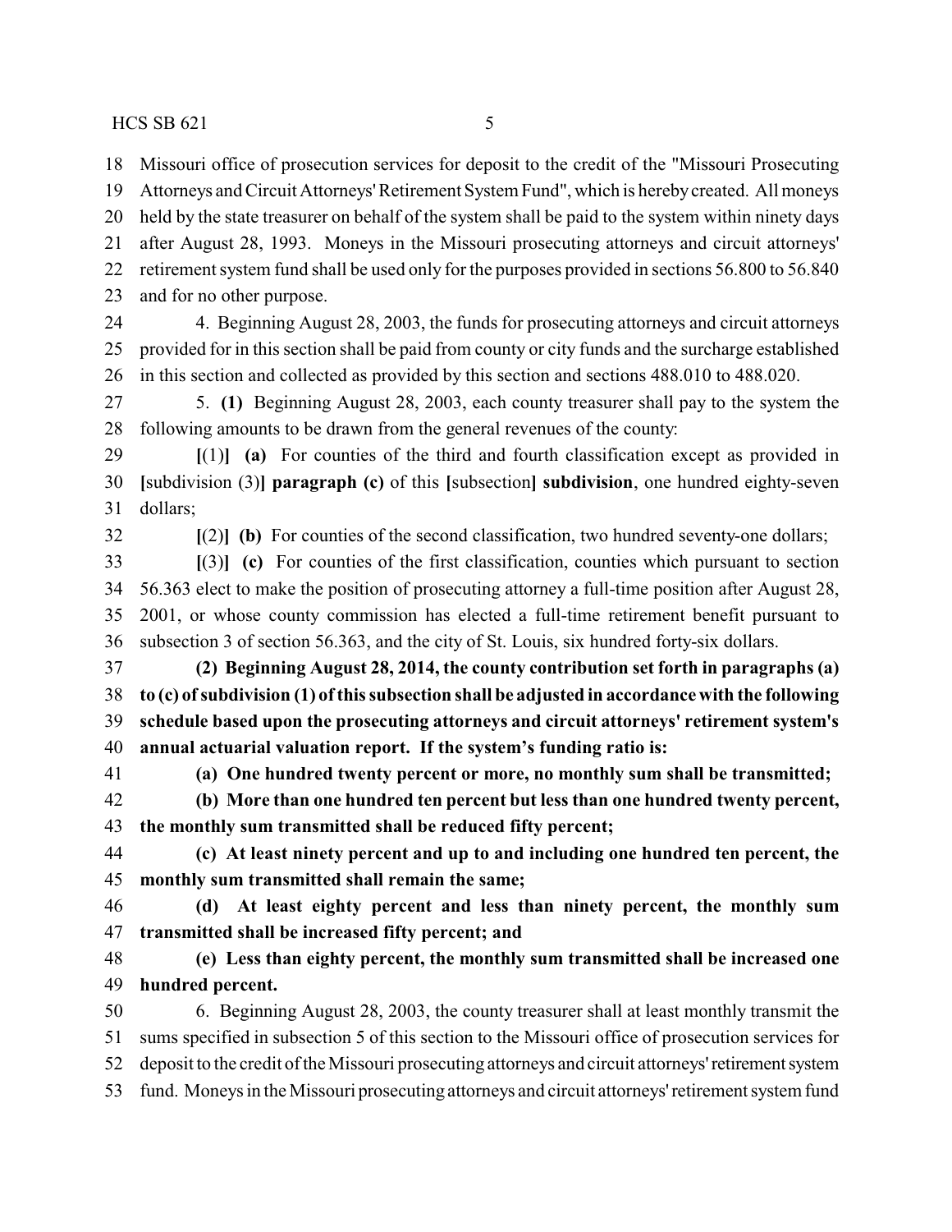Missouri office of prosecution services for deposit to the credit of the "Missouri Prosecuting Attorneys and Circuit Attorneys' Retirement System Fund", which is hereby created. All moneys held by the state treasurer on behalf of the system shall be paid to the system within ninety days after August 28, 1993. Moneys in the Missouri prosecuting attorneys and circuit attorneys' retirement system fund shall be used only for the purposes provided in sections 56.800 to 56.840 and for no other purpose.

4. Beginning August 28, 2003, the funds for prosecuting attorneys and circuit attorneys provided for in this section shall be paid from county or city funds and the surcharge established in this section and collected as provided by this section and sections 488.010 to 488.020.

5. **(1)** Beginning August 28, 2003, each county treasurer shall pay to the system the following amounts to be drawn from the general revenues of the county:

**[**(1)**]** **(a)** For counties of the third and fourth classification except as provided in **[**subdivision (3)**]** **paragraph (c)** of this **[**subsection**]** **subdivision**, one hundred eighty-seven dollars;

**[**(2)**]** **(b)** For counties of the second classification, two hundred seventy-one dollars;

**[**(3)**]** **(c)** For counties of the first classification, counties which pursuant to section 56.363 elect to make the position of prosecuting attorney a full-time position after August 28, 2001, or whose county commission has elected a full-time retirement benefit pursuant to subsection 3 of section 56.363, and the city of St. Louis, six hundred forty-six dollars.

**(2) Beginning August 28, 2014, the county contribution set forth in paragraphs (a) to (c) of subdivision (1) of this subsection shall be adjusted in accordance with the following schedule based upon the prosecuting attorneys and circuit attorneys' retirement system's annual actuarial valuation report. If the system's funding ratio is:**

**(a) One hundred twenty percent or more, no monthly sum shall be transmitted;**

**(b) More than one hundred ten percent but less than one hundred twenty percent, the monthly sum transmitted shall be reduced fifty percent;**

**(c) At least ninety percent and up to and including one hundred ten percent, the monthly sum transmitted shall remain the same;**

**(d) At least eighty percent and less than ninety percent, the monthly sum transmitted shall be increased fifty percent; and**

**(e) Less than eighty percent, the monthly sum transmitted shall be increased one hundred percent.**

6. Beginning August 28, 2003, the county treasurer shall at least monthly transmit the sums specified in subsection 5 of this section to the Missouri office of prosecution services for deposit to the credit of the Missouri prosecuting attorneys and circuit attorneys' retirement system fund. Moneys in the Missouri prosecuting attorneys and circuit attorneys' retirement system fund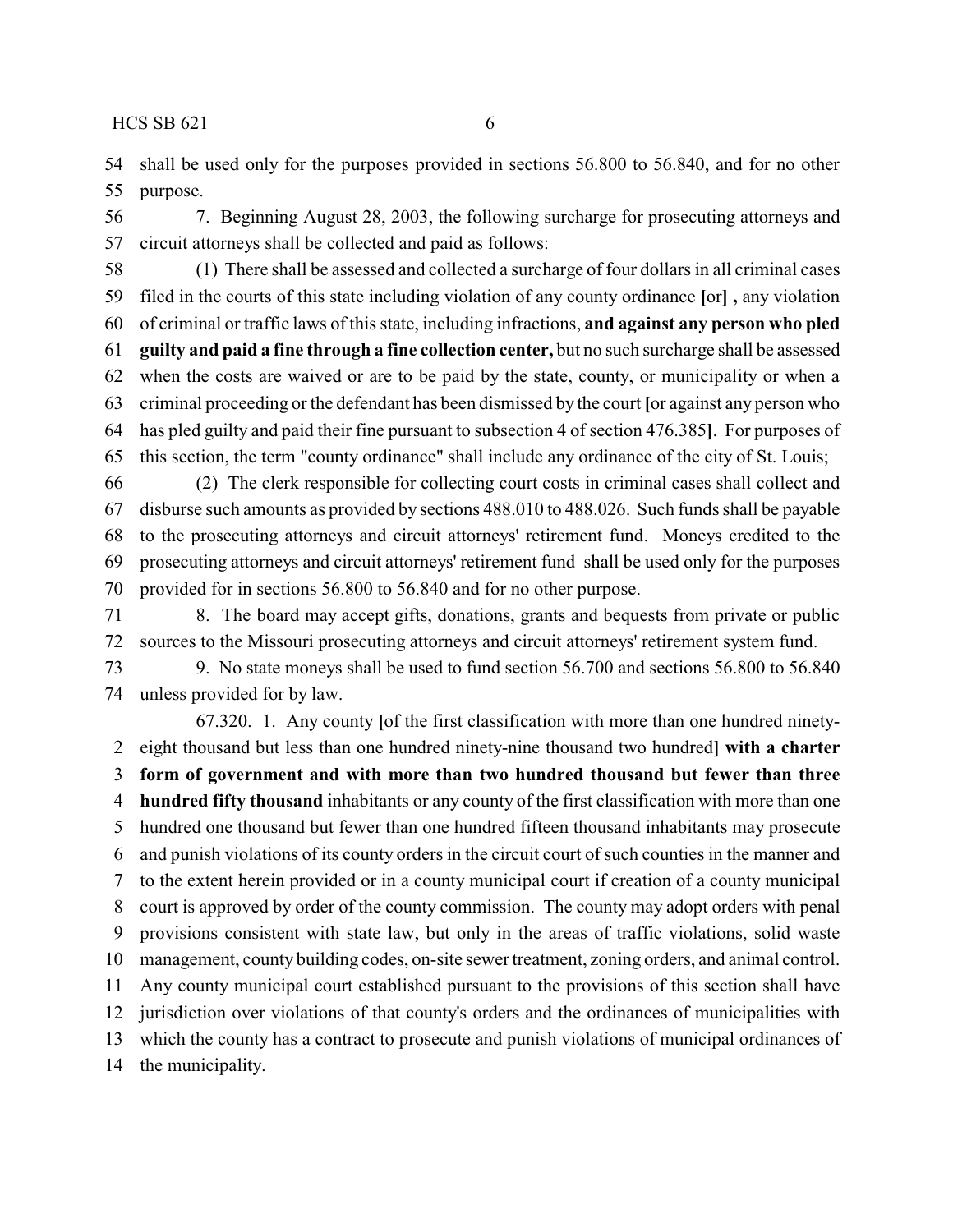shall be used only for the purposes provided in sections 56.800 to 56.840, and for no other purpose.

7. Beginning August 28, 2003, the following surcharge for prosecuting attorneys and circuit attorneys shall be collected and paid as follows:

(1) There shall be assessed and collected a surcharge of four dollars in all criminal cases filed in the courts of this state including violation of any county ordinance [or] **,** any violation of criminal or traffic laws of this state, including infractions, **and against any person who pled guilty and paid a fine through a fine collection center,** but no such surcharge shall be assessed when the costs are waived or are to be paid by the state, county, or municipality or when a criminal proceeding or the defendant has been dismissed by the court [or against any person who has pled guilty and paid their fine pursuant to subsection 4 of section 476.385]. For purposes of this section, the term "county ordinance" shall include any ordinance of the city of St. Louis;

(2) The clerk responsible for collecting court costs in criminal cases shall collect and disburse such amounts as provided by sections 488.010 to 488.026. Such funds shall be payable to the prosecuting attorneys and circuit attorneys' retirement fund. Moneys credited to the prosecuting attorneys and circuit attorneys' retirement fund shall be used only for the purposes provided for in sections 56.800 to 56.840 and for no other purpose.

8. The board may accept gifts, donations, grants and bequests from private or public sources to the Missouri prosecuting attorneys and circuit attorneys' retirement system fund.

9. No state moneys shall be used to fund section 56.700 and sections 56.800 to 56.840 unless provided for by law.

67.320. 1. Any county [of the first classification with more than one hundred ninety-eight thousand but less than one hundred ninety-nine thousand two hundred] **with a charter form of government and with more than two hundred thousand but fewer than three hundred fifty thousand** inhabitants or any county of the first classification with more than one hundred one thousand but fewer than one hundred fifteen thousand inhabitants may prosecute and punish violations of its county orders in the circuit court of such counties in the manner and to the extent herein provided or in a county municipal court if creation of a county municipal court is approved by order of the county commission. The county may adopt orders with penal provisions consistent with state law, but only in the areas of traffic violations, solid waste management, county building codes, on-site sewer treatment, zoning orders, and animal control. Any county municipal court established pursuant to the provisions of this section shall have jurisdiction over violations of that county's orders and the ordinances of municipalities with which the county has a contract to prosecute and punish violations of municipal ordinances of the municipality.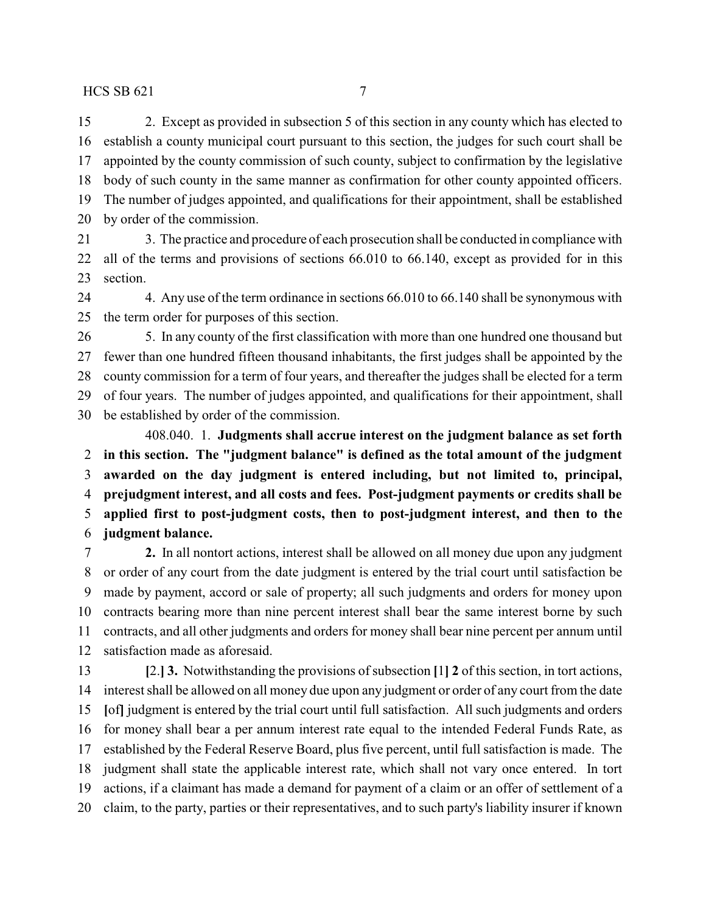2. Except as provided in subsection 5 of this section in any county which has elected to establish a county municipal court pursuant to this section, the judges for such court shall be appointed by the county commission of such county, subject to confirmation by the legislative body of such county in the same manner as confirmation for other county appointed officers. The number of judges appointed, and qualifications for their appointment, shall be established by order of the commission.

3. The practice and procedure of each prosecution shall be conducted in compliance with all of the terms and provisions of sections 66.010 to 66.140, except as provided for in this section.

4. Any use of the term ordinance in sections 66.010 to 66.140 shall be synonymous with the term order for purposes of this section.

5. In any county of the first classification with more than one hundred one thousand but fewer than one hundred fifteen thousand inhabitants, the first judges shall be appointed by the county commission for a term of four years, and thereafter the judges shall be elected for a term of four years. The number of judges appointed, and qualifications for their appointment, shall be established by order of the commission.

408.040. 1. **Judgments shall accrue interest on the judgment balance as set forth in this section. The "judgment balance" is defined as the total amount of the judgment awarded on the day judgment is entered including, but not limited to, principal, prejudgment interest, and all costs and fees. Post-judgment payments or credits shall be applied first to post-judgment costs, then to post-judgment interest, and then to the judgment balance.**

**2.** In all nontort actions, interest shall be allowed on all money due upon any judgment or order of any court from the date judgment is entered by the trial court until satisfaction be made by payment, accord or sale of property; all such judgments and orders for money upon contracts bearing more than nine percent interest shall bear the same interest borne by such contracts, and all other judgments and orders for money shall bear nine percent per annum until satisfaction made as aforesaid.

**[**2.**] 3.** Notwithstanding the provisions of subsection **[**1**] 2** of this section, in tort actions, interest shall be allowed on all money due upon any judgment or order of any court from the date **[**of**]** judgment is entered by the trial court until full satisfaction. All such judgments and orders for money shall bear a per annum interest rate equal to the intended Federal Funds Rate, as established by the Federal Reserve Board, plus five percent, until full satisfaction is made. The judgment shall state the applicable interest rate, which shall not vary once entered. In tort actions, if a claimant has made a demand for payment of a claim or an offer of settlement of a claim, to the party, parties or their representatives, and to such party's liability insurer if known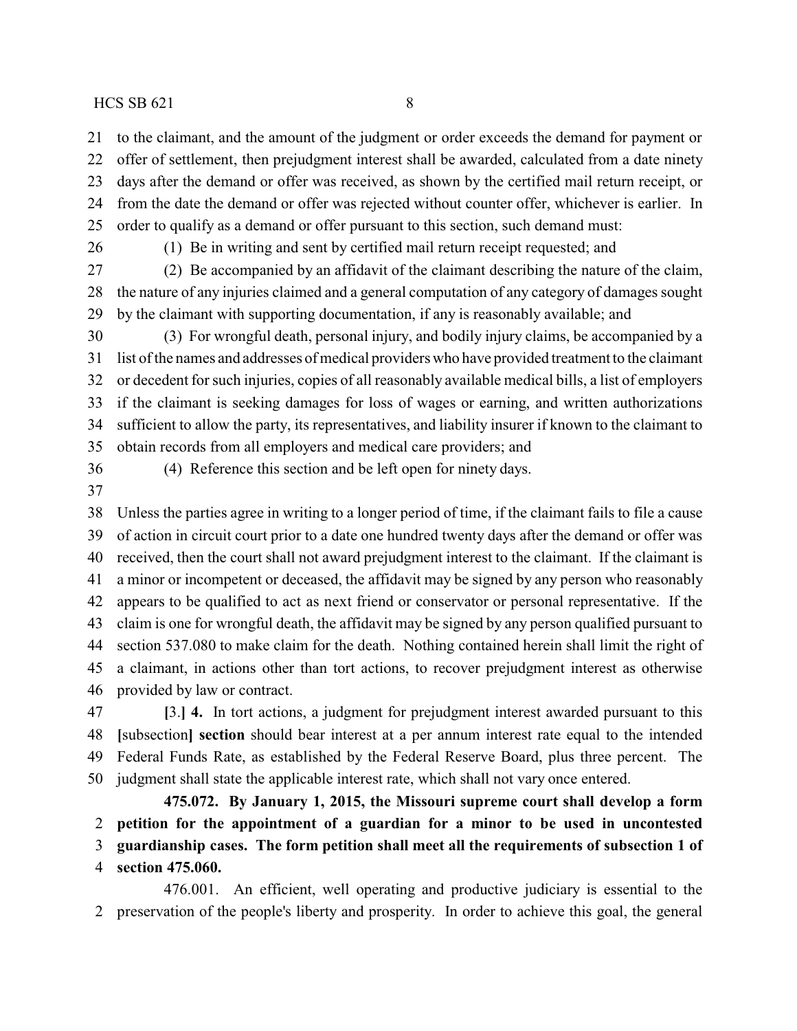to the claimant, and the amount of the judgment or order exceeds the demand for payment or offer of settlement, then prejudgment interest shall be awarded, calculated from a date ninety days after the demand or offer was received, as shown by the certified mail return receipt, or from the date the demand or offer was rejected without counter offer, whichever is earlier. In order to qualify as a demand or offer pursuant to this section, such demand must:

(1) Be in writing and sent by certified mail return receipt requested; and

(2) Be accompanied by an affidavit of the claimant describing the nature of the claim, the nature of any injuries claimed and a general computation of any category of damages sought by the claimant with supporting documentation, if any is reasonably available; and

(3) For wrongful death, personal injury, and bodily injury claims, be accompanied by a list of the names and addresses of medical providers who have provided treatment to the claimant or decedent for such injuries, copies of all reasonably available medical bills, a list of employers if the claimant is seeking damages for loss of wages or earning, and written authorizations sufficient to allow the party, its representatives, and liability insurer if known to the claimant to obtain records from all employers and medical care providers; and

(4) Reference this section and be left open for ninety days.

Unless the parties agree in writing to a longer period of time, if the claimant fails to file a cause of action in circuit court prior to a date one hundred twenty days after the demand or offer was received, then the court shall not award prejudgment interest to the claimant. If the claimant is a minor or incompetent or deceased, the affidavit may be signed by any person who reasonably appears to be qualified to act as next friend or conservator or personal representative. If the claim is one for wrongful death, the affidavit may be signed by any person qualified pursuant to section 537.080 to make claim for the death. Nothing contained herein shall limit the right of a claimant, in actions other than tort actions, to recover prejudgment interest as otherwise provided by law or contract.

**[**3.**]** **4.** In tort actions, a judgment for prejudgment interest awarded pursuant to this **[**subsection**]** **section** should bear interest at a per annum interest rate equal to the intended Federal Funds Rate, as established by the Federal Reserve Board, plus three percent. The judgment shall state the applicable interest rate, which shall not vary once entered.

**475.072. By January 1, 2015, the Missouri supreme court shall develop a form petition for the appointment of a guardian for a minor to be used in uncontested guardianship cases. The form petition shall meet all the requirements of subsection 1 of section 475.060.**

476.001. An efficient, well operating and productive judiciary is essential to the preservation of the people's liberty and prosperity. In order to achieve this goal, the general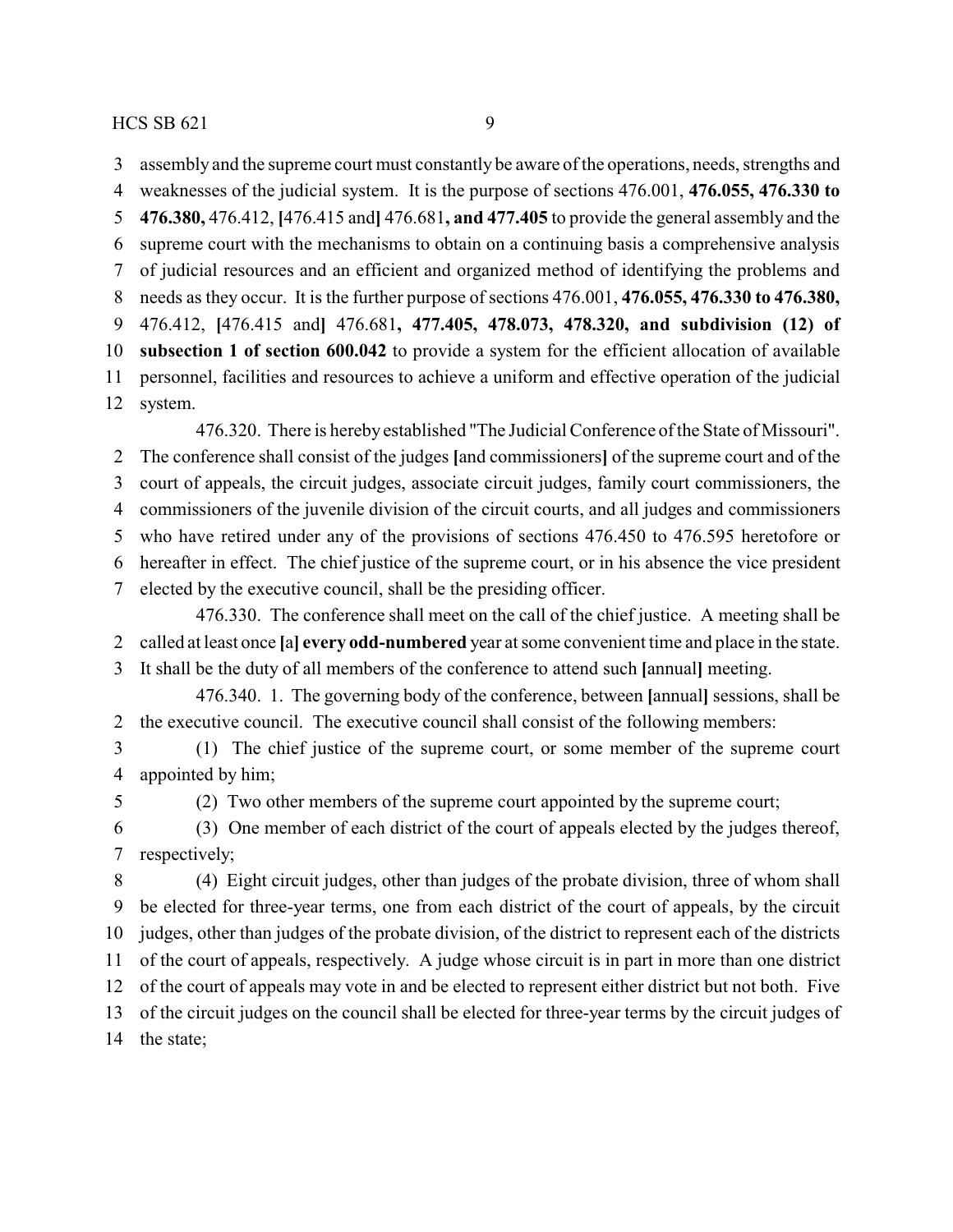assembly and the supreme court must constantly be aware of the operations, needs, strengths and weaknesses of the judicial system. It is the purpose of sections 476.001, **476.055, 476.330 to 476.380,** 476.412, **[**476.415 and**]** 476.681**, and 477.405** to provide the general assembly and the supreme court with the mechanisms to obtain on a continuing basis a comprehensive analysis of judicial resources and an efficient and organized method of identifying the problems and needs as they occur. It is the further purpose of sections 476.001, **476.055, 476.330 to 476.380,** 476.412, **[**476.415 and**]** 476.681**, 477.405, 478.073, 478.320, and subdivision (12) of subsection 1 of section 600.042** to provide a system for the efficient allocation of available personnel, facilities and resources to achieve a uniform and effective operation of the judicial system.

476.320. There is hereby established "The Judicial Conference of the State of Missouri". The conference shall consist of the judges **[**and commissioners**]** of the supreme court and of the court of appeals, the circuit judges, associate circuit judges, family court commissioners, the commissioners of the juvenile division of the circuit courts, and all judges and commissioners who have retired under any of the provisions of sections 476.450 to 476.595 heretofore or hereafter in effect. The chief justice of the supreme court, or in his absence the vice president elected by the executive council, shall be the presiding officer.

476.330. The conference shall meet on the call of the chief justice. A meeting shall be called at least once **[**a**] every odd-numbered** year at some convenient time and place in the state. It shall be the duty of all members of the conference to attend such **[**annual**]** meeting.

476.340. 1. The governing body of the conference, between **[**annual**]** sessions, shall be the executive council. The executive council shall consist of the following members:

(1) The chief justice of the supreme court, or some member of the supreme court appointed by him;

(2) Two other members of the supreme court appointed by the supreme court;

(3) One member of each district of the court of appeals elected by the judges thereof, respectively;

(4) Eight circuit judges, other than judges of the probate division, three of whom shall be elected for three-year terms, one from each district of the court of appeals, by the circuit judges, other than judges of the probate division, of the district to represent each of the districts of the court of appeals, respectively. A judge whose circuit is in part in more than one district of the court of appeals may vote in and be elected to represent either district but not both. Five of the circuit judges on the council shall be elected for three-year terms by the circuit judges of the state;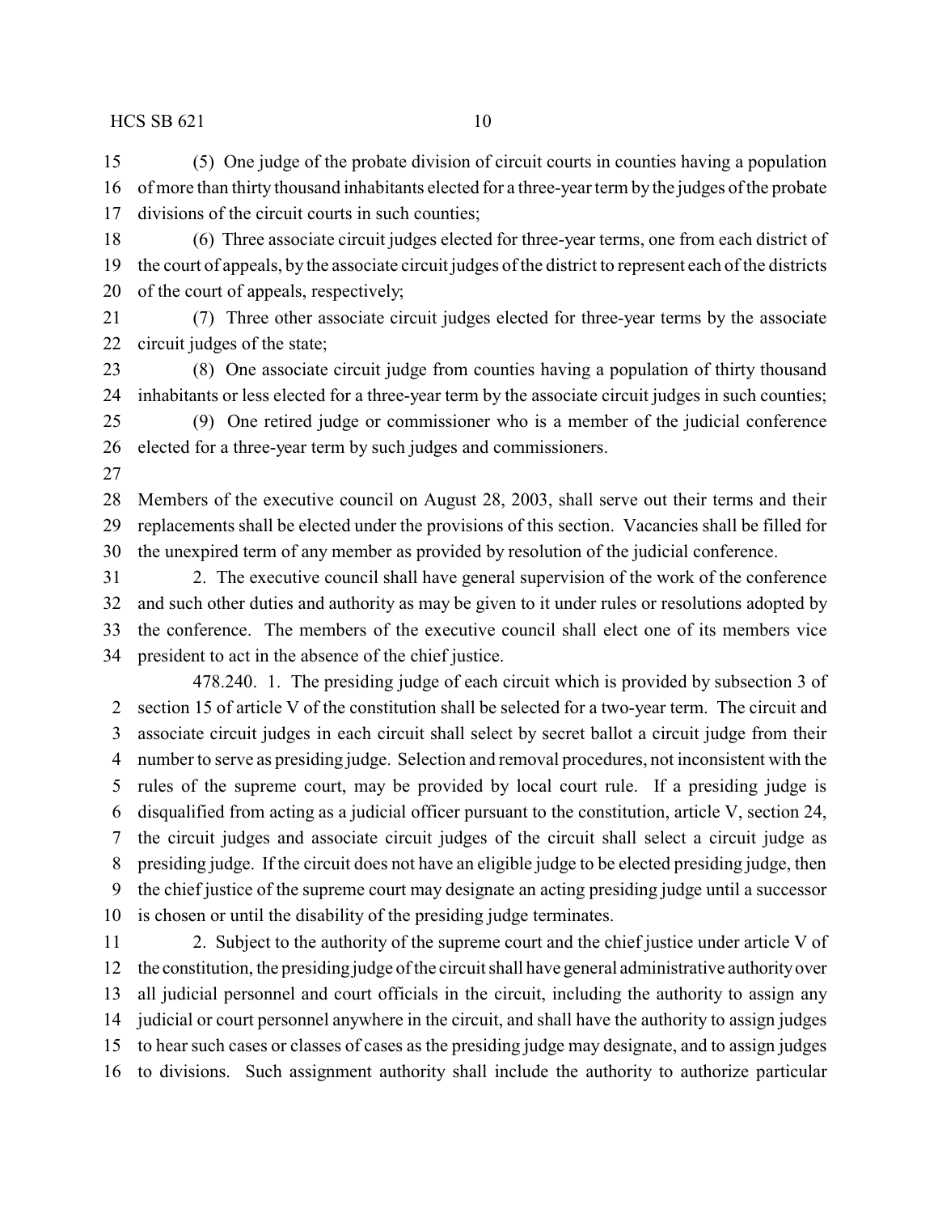(5) One judge of the probate division of circuit courts in counties having a population of more than thirty thousand inhabitants elected for a three-year term by the judges of the probate divisions of the circuit courts in such counties;

(6) Three associate circuit judges elected for three-year terms, one from each district of the court of appeals, by the associate circuit judges of the district to represent each of the districts of the court of appeals, respectively;

(7) Three other associate circuit judges elected for three-year terms by the associate circuit judges of the state;

(8) One associate circuit judge from counties having a population of thirty thousand inhabitants or less elected for a three-year term by the associate circuit judges in such counties;

(9) One retired judge or commissioner who is a member of the judicial conference elected for a three-year term by such judges and commissioners.

Members of the executive council on August 28, 2003, shall serve out their terms and their replacements shall be elected under the provisions of this section. Vacancies shall be filled for the unexpired term of any member as provided by resolution of the judicial conference.

2. The executive council shall have general supervision of the work of the conference and such other duties and authority as may be given to it under rules or resolutions adopted by the conference. The members of the executive council shall elect one of its members vice president to act in the absence of the chief justice.

478.240. 1. The presiding judge of each circuit which is provided by subsection 3 of section 15 of article V of the constitution shall be selected for a two-year term. The circuit and associate circuit judges in each circuit shall select by secret ballot a circuit judge from their number to serve as presiding judge. Selection and removal procedures, not inconsistent with the rules of the supreme court, may be provided by local court rule. If a presiding judge is disqualified from acting as a judicial officer pursuant to the constitution, article V, section 24, the circuit judges and associate circuit judges of the circuit shall select a circuit judge as presiding judge. If the circuit does not have an eligible judge to be elected presiding judge, then the chief justice of the supreme court may designate an acting presiding judge until a successor is chosen or until the disability of the presiding judge terminates.

2. Subject to the authority of the supreme court and the chief justice under article V of the constitution, the presiding judge of the circuit shall have general administrative authority over all judicial personnel and court officials in the circuit, including the authority to assign any judicial or court personnel anywhere in the circuit, and shall have the authority to assign judges to hear such cases or classes of cases as the presiding judge may designate, and to assign judges to divisions. Such assignment authority shall include the authority to authorize particular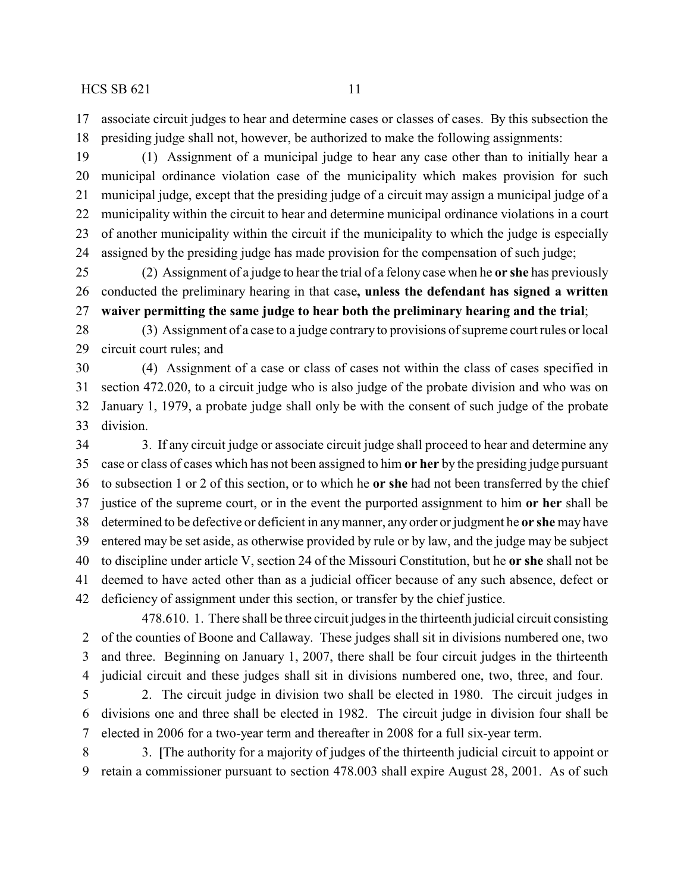associate circuit judges to hear and determine cases or classes of cases. By this subsection the presiding judge shall not, however, be authorized to make the following assignments:

(1) Assignment of a municipal judge to hear any case other than to initially hear a municipal ordinance violation case of the municipality which makes provision for such municipal judge, except that the presiding judge of a circuit may assign a municipal judge of a municipality within the circuit to hear and determine municipal ordinance violations in a court of another municipality within the circuit if the municipality to which the judge is especially assigned by the presiding judge has made provision for the compensation of such judge;

(2) Assignment of a judge to hear the trial of a felony case when he **or she** has previously conducted the preliminary hearing in that case**, unless the defendant has signed a written waiver permitting the same judge to hear both the preliminary hearing and the trial**;

(3) Assignment of a case to a judge contrary to provisions of supreme court rules or local circuit court rules; and

(4) Assignment of a case or class of cases not within the class of cases specified in section 472.020, to a circuit judge who is also judge of the probate division and who was on January 1, 1979, a probate judge shall only be with the consent of such judge of the probate division.

3. If any circuit judge or associate circuit judge shall proceed to hear and determine any case or class of cases which has not been assigned to him **or her** by the presiding judge pursuant to subsection 1 or 2 of this section, or to which he **or she** had not been transferred by the chief justice of the supreme court, or in the event the purported assignment to him **or her** shall be determined to be defective or deficient in any manner, any order or judgment he **or she** may have entered may be set aside, as otherwise provided by rule or by law, and the judge may be subject to discipline under article V, section 24 of the Missouri Constitution, but he **or she** shall not be deemed to have acted other than as a judicial officer because of any such absence, defect or deficiency of assignment under this section, or transfer by the chief justice.

478.610. 1. There shall be three circuit judges in the thirteenth judicial circuit consisting of the counties of Boone and Callaway. These judges shall sit in divisions numbered one, two and three. Beginning on January 1, 2007, there shall be four circuit judges in the thirteenth judicial circuit and these judges shall sit in divisions numbered one, two, three, and four.

2. The circuit judge in division two shall be elected in 1980. The circuit judges in divisions one and three shall be elected in 1982. The circuit judge in division four shall be elected in 2006 for a two-year term and thereafter in 2008 for a full six-year term.

3. **[**The authority for a majority of judges of the thirteenth judicial circuit to appoint or retain a commissioner pursuant to section 478.003 shall expire August 28, 2001. As of such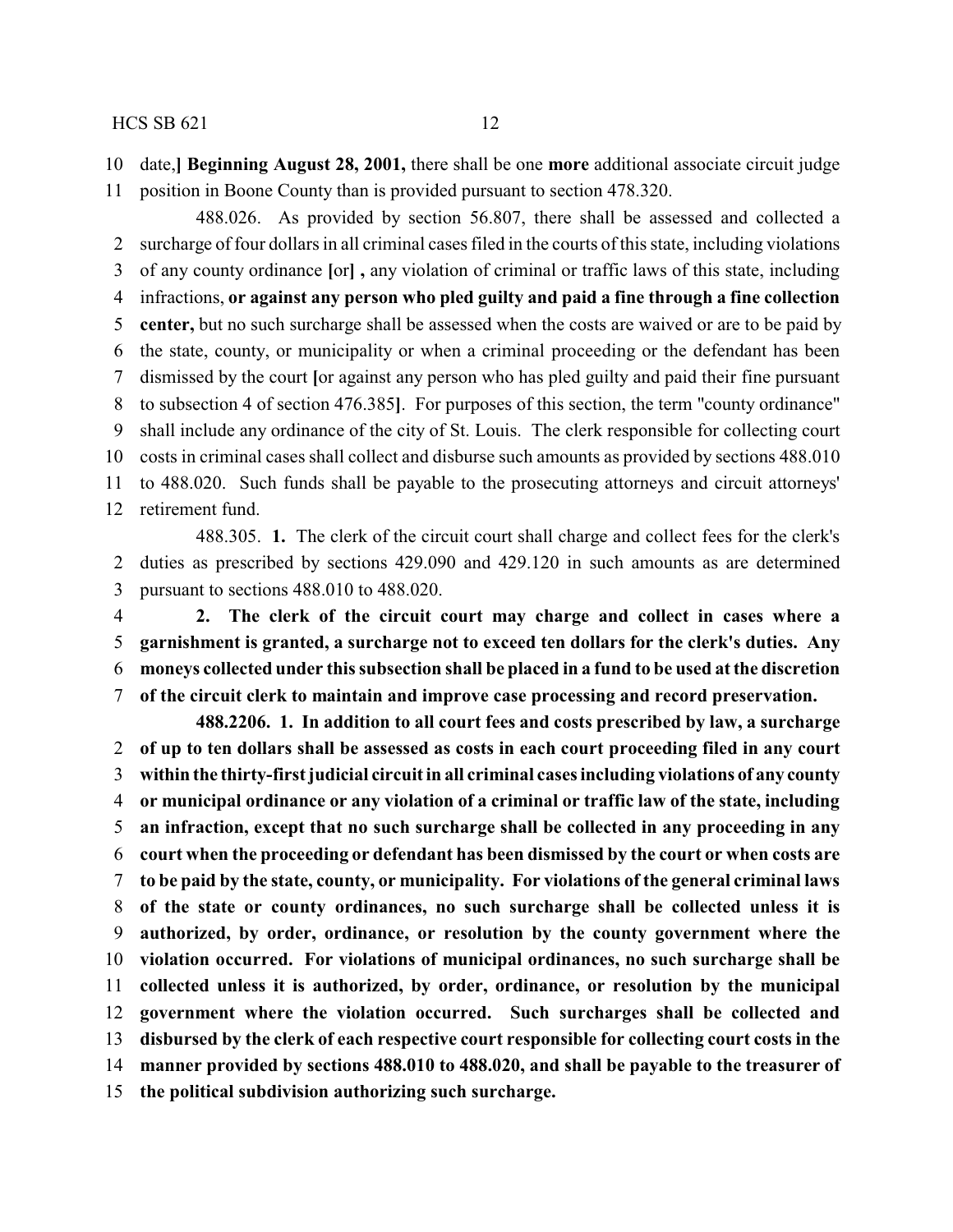10 date,] **Beginning August 28, 2001,** there shall be one **more** additional associate circuit judge
11 position in Boone County than is provided pursuant to section 478.320.

488.026. As provided by section 56.807, there shall be assessed and collected a
2 surcharge of four dollars in all criminal cases filed in the courts of this state, including violations
3 of any county ordinance **[**or**] ,** any violation of criminal or traffic laws of this state, including
4 infractions, **or against any person who pled guilty and paid a fine through a fine collection**
5 **center,** but no such surcharge shall be assessed when the costs are waived or are to be paid by
6 the state, county, or municipality or when a criminal proceeding or the defendant has been
7 dismissed by the court **[**or against any person who has pled guilty and paid their fine pursuant
8 to subsection 4 of section 476.385**]**. For purposes of this section, the term "county ordinance"
9 shall include any ordinance of the city of St. Louis. The clerk responsible for collecting court
10 costs in criminal cases shall collect and disburse such amounts as provided by sections 488.010
11 to 488.020. Such funds shall be payable to the prosecuting attorneys and circuit attorneys'
12 retirement fund.

488.305. **1.** The clerk of the circuit court shall charge and collect fees for the clerk's
2 duties as prescribed by sections 429.090 and 429.120 in such amounts as are determined
3 pursuant to sections 488.010 to 488.020.

4 **2. The clerk of the circuit court may charge and collect in cases where a**
5 **garnishment is granted, a surcharge not to exceed ten dollars for the clerk's duties. Any**
6 **moneys collected under this subsection shall be placed in a fund to be used at the discretion**
7 **of the circuit clerk to maintain and improve case processing and record preservation.**

**488.2206. 1. In addition to all court fees and costs prescribed by law, a surcharge**
2 **of up to ten dollars shall be assessed as costs in each court proceeding filed in any court**
3 **within the thirty-first judicial circuit in all criminal cases including violations of any county**
4 **or municipal ordinance or any violation of a criminal or traffic law of the state, including**
5 **an infraction, except that no such surcharge shall be collected in any proceeding in any**
6 **court when the proceeding or defendant has been dismissed by the court or when costs are**
7 **to be paid by the state, county, or municipality. For violations of the general criminal laws**
8 **of the state or county ordinances, no such surcharge shall be collected unless it is**
9 **authorized, by order, ordinance, or resolution by the county government where the**
10 **violation occurred. For violations of municipal ordinances, no such surcharge shall be**
11 **collected unless it is authorized, by order, ordinance, or resolution by the municipal**
12 **government where the violation occurred. Such surcharges shall be collected and**
13 **disbursed by the clerk of each respective court responsible for collecting court costs in the**
14 **manner provided by sections 488.010 to 488.020, and shall be payable to the treasurer of**
15 **the political subdivision authorizing such surcharge.**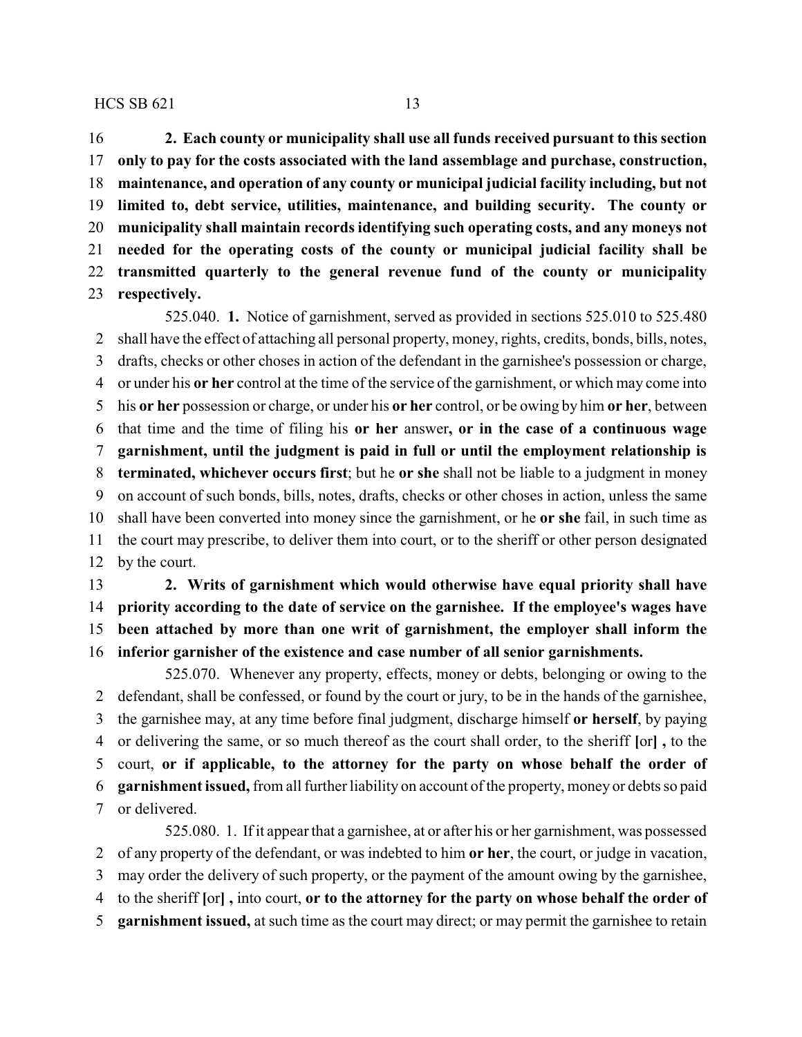**2. Each county or municipality shall use all funds received pursuant to this section only to pay for the costs associated with the land assemblage and purchase, construction, maintenance, and operation of any county or municipal judicial facility including, but not limited to, debt service, utilities, maintenance, and building security. The county or municipality shall maintain records identifying such operating costs, and any moneys not needed for the operating costs of the county or municipal judicial facility shall be transmitted quarterly to the general revenue fund of the county or municipality respectively.**

525.040. **1.** Notice of garnishment, served as provided in sections 525.010 to 525.480 shall have the effect of attaching all personal property, money, rights, credits, bonds, bills, notes, drafts, checks or other choses in action of the defendant in the garnishee's possession or charge, or under his **or her** control at the time of the service of the garnishment, or which may come into his **or her** possession or charge, or under his **or her** control, or be owing by him **or her**, between that time and the time of filing his **or her** answer**, or in the case of a continuous wage garnishment, until the judgment is paid in full or until the employment relationship is terminated, whichever occurs first**; but he **or she** shall not be liable to a judgment in money on account of such bonds, bills, notes, drafts, checks or other choses in action, unless the same shall have been converted into money since the garnishment, or he **or she** fail, in such time as the court may prescribe, to deliver them into court, or to the sheriff or other person designated by the court.

**2. Writs of garnishment which would otherwise have equal priority shall have priority according to the date of service on the garnishee. If the employee's wages have been attached by more than one writ of garnishment, the employer shall inform the inferior garnisher of the existence and case number of all senior garnishments.**

525.070. Whenever any property, effects, money or debts, belonging or owing to the defendant, shall be confessed, or found by the court or jury, to be in the hands of the garnishee, the garnishee may, at any time before final judgment, discharge himself **or herself**, by paying or delivering the same, or so much thereof as the court shall order, to the sheriff **[**or**] ,** to the court, **or if applicable, to the attorney for the party on whose behalf the order of garnishment issued,** from all further liability on account of the property, money or debts so paid or delivered.

525.080. 1. If it appear that a garnishee, at or after his or her garnishment, was possessed of any property of the defendant, or was indebted to him **or her**, the court, or judge in vacation, may order the delivery of such property, or the payment of the amount owing by the garnishee, to the sheriff **[**or**] ,** into court, **or to the attorney for the party on whose behalf the order of garnishment issued,** at such time as the court may direct; or may permit the garnishee to retain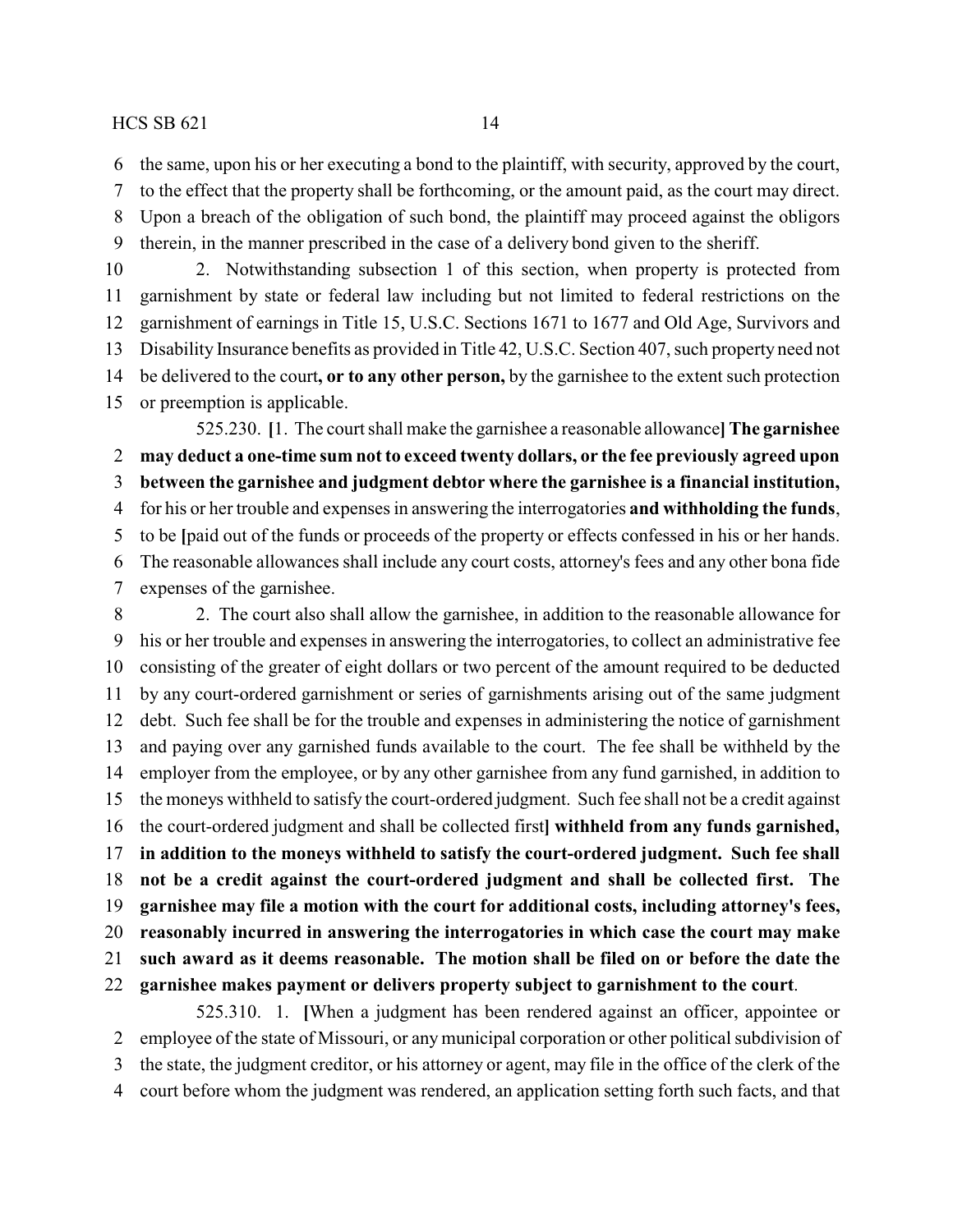6 the same, upon his or her executing a bond to the plaintiff, with security, approved by the court,
7 to the effect that the property shall be forthcoming, or the amount paid, as the court may direct.
8 Upon a breach of the obligation of such bond, the plaintiff may proceed against the obligors
9 therein, in the manner prescribed in the case of a delivery bond given to the sheriff.

10 2. Notwithstanding subsection 1 of this section, when property is protected from
11 garnishment by state or federal law including but not limited to federal restrictions on the
12 garnishment of earnings in Title 15, U.S.C. Sections 1671 to 1677 and Old Age, Survivors and
13 Disability Insurance benefits as provided in Title 42, U.S.C. Section 407, such property need not
14 be delivered to the court**, or to any other person,** by the garnishee to the extent such protection
15 or preemption is applicable.

525.230. **[**1. The court shall make the garnishee a reasonable allowance**] The garnishee**
2 **may deduct a one-time sum not to exceed twenty dollars, or the fee previously agreed upon**
3 **between the garnishee and judgment debtor where the garnishee is a financial institution,**
4 for his or her trouble and expenses in answering the interrogatories **and withholding the funds**,
5 to be **[**paid out of the funds or proceeds of the property or effects confessed in his or her hands.
6 The reasonable allowances shall include any court costs, attorney's fees and any other bona fide
7 expenses of the garnishee.

8 2. The court also shall allow the garnishee, in addition to the reasonable allowance for
9 his or her trouble and expenses in answering the interrogatories, to collect an administrative fee
10 consisting of the greater of eight dollars or two percent of the amount required to be deducted
11 by any court-ordered garnishment or series of garnishments arising out of the same judgment
12 debt. Such fee shall be for the trouble and expenses in administering the notice of garnishment
13 and paying over any garnished funds available to the court. The fee shall be withheld by the
14 employer from the employee, or by any other garnishee from any fund garnished, in addition to
15 the moneys withheld to satisfy the court-ordered judgment. Such fee shall not be a credit against
16 the court-ordered judgment and shall be collected first**] withheld from any funds garnished,**
17 **in addition to the moneys withheld to satisfy the court-ordered judgment. Such fee shall**
18 **not be a credit against the court-ordered judgment and shall be collected first. The**
19 **garnishee may file a motion with the court for additional costs, including attorney's fees,**
20 **reasonably incurred in answering the interrogatories in which case the court may make**
21 **such award as it deems reasonable. The motion shall be filed on or before the date the**
22 **garnishee makes payment or delivers property subject to garnishment to the court**.

525.310. 1. **[**When a judgment has been rendered against an officer, appointee or
2 employee of the state of Missouri, or any municipal corporation or other political subdivision of
3 the state, the judgment creditor, or his attorney or agent, may file in the office of the clerk of the
4 court before whom the judgment was rendered, an application setting forth such facts, and that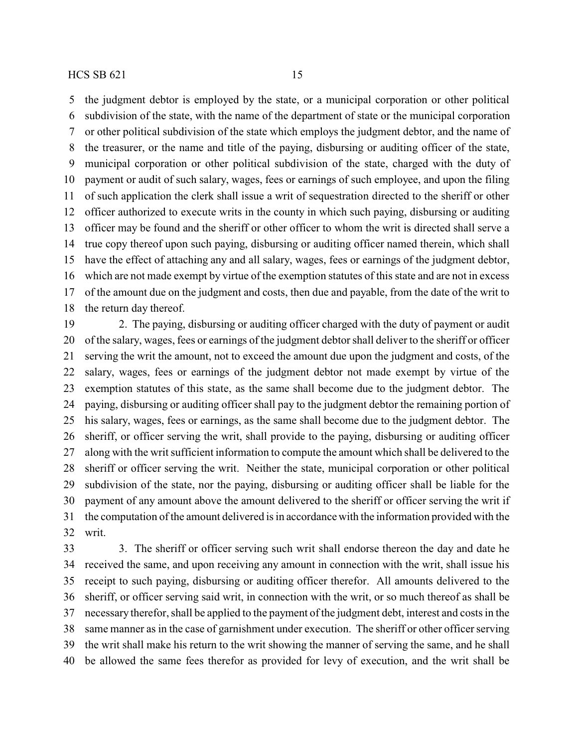the judgment debtor is employed by the state, or a municipal corporation or other political subdivision of the state, with the name of the department of state or the municipal corporation or other political subdivision of the state which employs the judgment debtor, and the name of the treasurer, or the name and title of the paying, disbursing or auditing officer of the state, municipal corporation or other political subdivision of the state, charged with the duty of payment or audit of such salary, wages, fees or earnings of such employee, and upon the filing of such application the clerk shall issue a writ of sequestration directed to the sheriff or other officer authorized to execute writs in the county in which such paying, disbursing or auditing officer may be found and the sheriff or other officer to whom the writ is directed shall serve a true copy thereof upon such paying, disbursing or auditing officer named therein, which shall have the effect of attaching any and all salary, wages, fees or earnings of the judgment debtor, which are not made exempt by virtue of the exemption statutes of this state and are not in excess of the amount due on the judgment and costs, then due and payable, from the date of the writ to the return day thereof.

2. The paying, disbursing or auditing officer charged with the duty of payment or audit of the salary, wages, fees or earnings of the judgment debtor shall deliver to the sheriff or officer serving the writ the amount, not to exceed the amount due upon the judgment and costs, of the salary, wages, fees or earnings of the judgment debtor not made exempt by virtue of the exemption statutes of this state, as the same shall become due to the judgment debtor. The paying, disbursing or auditing officer shall pay to the judgment debtor the remaining portion of his salary, wages, fees or earnings, as the same shall become due to the judgment debtor. The sheriff, or officer serving the writ, shall provide to the paying, disbursing or auditing officer along with the writ sufficient information to compute the amount which shall be delivered to the sheriff or officer serving the writ. Neither the state, municipal corporation or other political subdivision of the state, nor the paying, disbursing or auditing officer shall be liable for the payment of any amount above the amount delivered to the sheriff or officer serving the writ if the computation of the amount delivered is in accordance with the information provided with the writ.

3. The sheriff or officer serving such writ shall endorse thereon the day and date he received the same, and upon receiving any amount in connection with the writ, shall issue his receipt to such paying, disbursing or auditing officer therefor. All amounts delivered to the sheriff, or officer serving said writ, in connection with the writ, or so much thereof as shall be necessary therefor, shall be applied to the payment of the judgment debt, interest and costs in the same manner as in the case of garnishment under execution. The sheriff or other officer serving the writ shall make his return to the writ showing the manner of serving the same, and he shall be allowed the same fees therefor as provided for levy of execution, and the writ shall be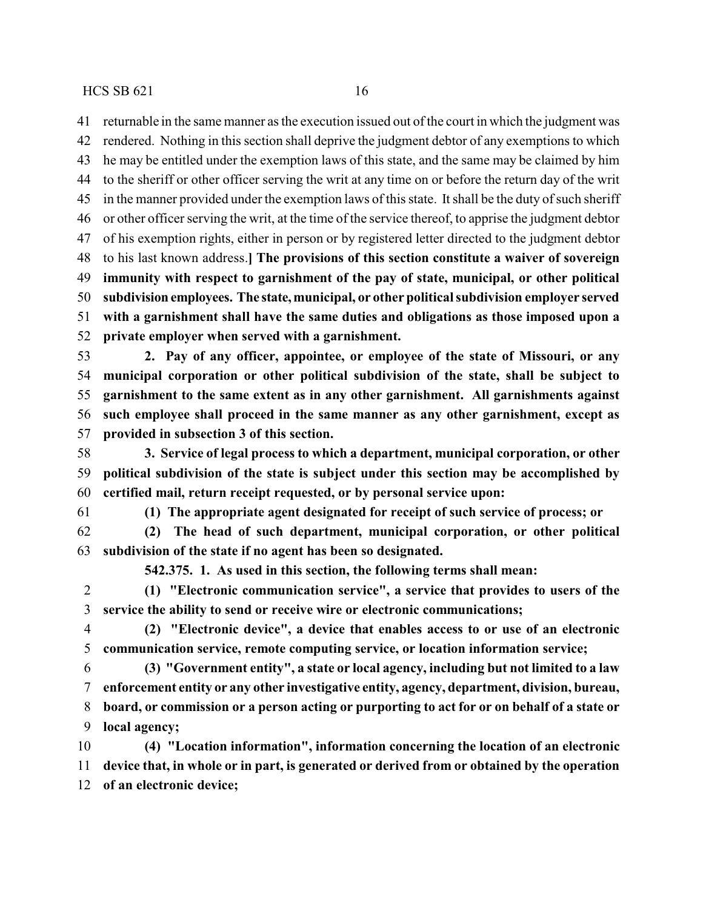returnable in the same manner as the execution issued out of the court in which the judgment was rendered. Nothing in this section shall deprive the judgment debtor of any exemptions to which he may be entitled under the exemption laws of this state, and the same may be claimed by him to the sheriff or other officer serving the writ at any time on or before the return day of the writ in the manner provided under the exemption laws of this state. It shall be the duty of such sheriff or other officer serving the writ, at the time of the service thereof, to apprise the judgment debtor of his exemption rights, either in person or by registered letter directed to the judgment debtor to his last known address.] **The provisions of this section constitute a waiver of sovereign immunity with respect to garnishment of the pay of state, municipal, or other political subdivision employees. The state, municipal, or other political subdivision employer served with a garnishment shall have the same duties and obligations as those imposed upon a private employer when served with a garnishment.**

**2. Pay of any officer, appointee, or employee of the state of Missouri, or any municipal corporation or other political subdivision of the state, shall be subject to garnishment to the same extent as in any other garnishment. All garnishments against such employee shall proceed in the same manner as any other garnishment, except as provided in subsection 3 of this section.**

**3. Service of legal process to which a department, municipal corporation, or other political subdivision of the state is subject under this section may be accomplished by certified mail, return receipt requested, or by personal service upon:**

**(1) The appropriate agent designated for receipt of such service of process; or**

**(2) The head of such department, municipal corporation, or other political subdivision of the state if no agent has been so designated.**

**542.375. 1. As used in this section, the following terms shall mean:**

**(1) "Electronic communication service", a service that provides to users of the service the ability to send or receive wire or electronic communications;**

**(2) "Electronic device", a device that enables access to or use of an electronic communication service, remote computing service, or location information service;**

**(3) "Government entity", a state or local agency, including but not limited to a law enforcement entity or any other investigative entity, agency, department, division, bureau, board, or commission or a person acting or purporting to act for or on behalf of a state or local agency;**

**(4) "Location information", information concerning the location of an electronic device that, in whole or in part, is generated or derived from or obtained by the operation of an electronic device;**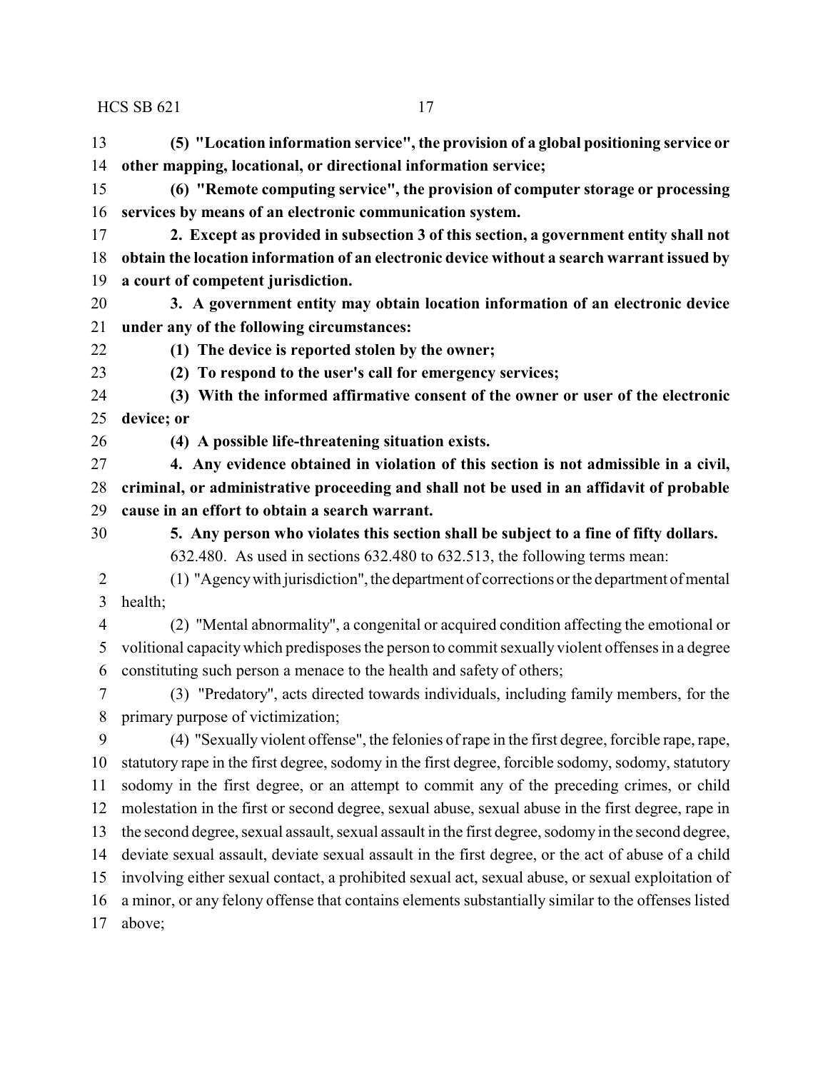**(5) "Location information service", the provision of a global positioning service or other mapping, locational, or directional information service;**

**(6) "Remote computing service", the provision of computer storage or processing services by means of an electronic communication system.**

**2. Except as provided in subsection 3 of this section, a government entity shall not obtain the location information of an electronic device without a search warrant issued by a court of competent jurisdiction.**

**3. A government entity may obtain location information of an electronic device under any of the following circumstances:**

**(1) The device is reported stolen by the owner;**

**(2) To respond to the user's call for emergency services;**

**(3) With the informed affirmative consent of the owner or user of the electronic device; or**

**(4) A possible life-threatening situation exists.**

**4. Any evidence obtained in violation of this section is not admissible in a civil, criminal, or administrative proceeding and shall not be used in an affidavit of probable cause in an effort to obtain a search warrant.**

**5. Any person who violates this section shall be subject to a fine of fifty dollars.**

632.480. As used in sections 632.480 to 632.513, the following terms mean:

(1) "Agency with jurisdiction", the department of corrections or the department of mental health;

(2) "Mental abnormality", a congenital or acquired condition affecting the emotional or volitional capacity which predisposes the person to commit sexually violent offenses in a degree constituting such person a menace to the health and safety of others;

(3) "Predatory", acts directed towards individuals, including family members, for the primary purpose of victimization;

(4) "Sexually violent offense", the felonies of rape in the first degree, forcible rape, rape, statutory rape in the first degree, sodomy in the first degree, forcible sodomy, sodomy, statutory sodomy in the first degree, or an attempt to commit any of the preceding crimes, or child molestation in the first or second degree, sexual abuse, sexual abuse in the first degree, rape in the second degree, sexual assault, sexual assault in the first degree, sodomy in the second degree, deviate sexual assault, deviate sexual assault in the first degree, or the act of abuse of a child involving either sexual contact, a prohibited sexual act, sexual abuse, or sexual exploitation of a minor, or any felony offense that contains elements substantially similar to the offenses listed above;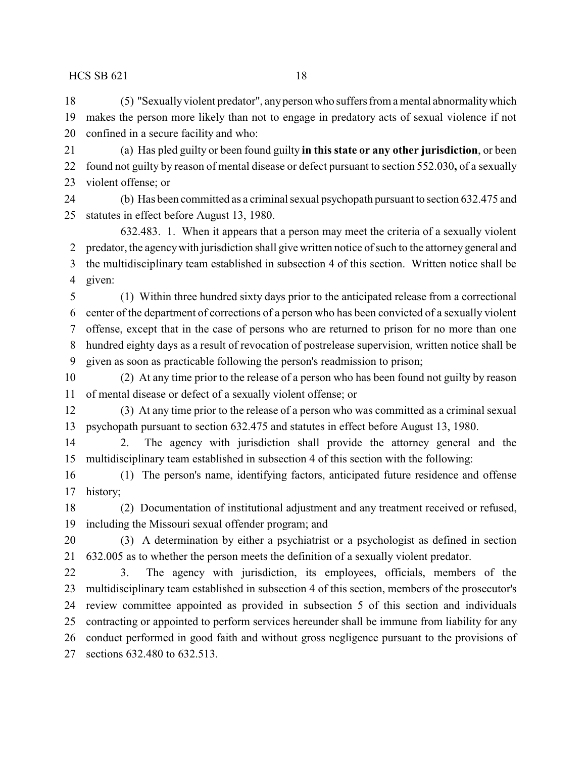(5) "Sexually violent predator", any person who suffers from a mental abnormality which makes the person more likely than not to engage in predatory acts of sexual violence if not confined in a secure facility and who:

(a) Has pled guilty or been found guilty **in this state or any other jurisdiction**, or been found not guilty by reason of mental disease or defect pursuant to section 552.030**,** of a sexually violent offense; or

(b) Has been committed as a criminal sexual psychopath pursuant to section 632.475 and statutes in effect before August 13, 1980.

632.483. 1. When it appears that a person may meet the criteria of a sexually violent predator, the agency with jurisdiction shall give written notice of such to the attorney general and the multidisciplinary team established in subsection 4 of this section. Written notice shall be given:

(1) Within three hundred sixty days prior to the anticipated release from a correctional center of the department of corrections of a person who has been convicted of a sexually violent offense, except that in the case of persons who are returned to prison for no more than one hundred eighty days as a result of revocation of postrelease supervision, written notice shall be given as soon as practicable following the person's readmission to prison;

(2) At any time prior to the release of a person who has been found not guilty by reason of mental disease or defect of a sexually violent offense; or

(3) At any time prior to the release of a person who was committed as a criminal sexual psychopath pursuant to section 632.475 and statutes in effect before August 13, 1980.

2. The agency with jurisdiction shall provide the attorney general and the multidisciplinary team established in subsection 4 of this section with the following:

(1) The person's name, identifying factors, anticipated future residence and offense history;

(2) Documentation of institutional adjustment and any treatment received or refused, including the Missouri sexual offender program; and

(3) A determination by either a psychiatrist or a psychologist as defined in section 632.005 as to whether the person meets the definition of a sexually violent predator.

3. The agency with jurisdiction, its employees, officials, members of the multidisciplinary team established in subsection 4 of this section, members of the prosecutor's review committee appointed as provided in subsection 5 of this section and individuals contracting or appointed to perform services hereunder shall be immune from liability for any conduct performed in good faith and without gross negligence pursuant to the provisions of sections 632.480 to 632.513.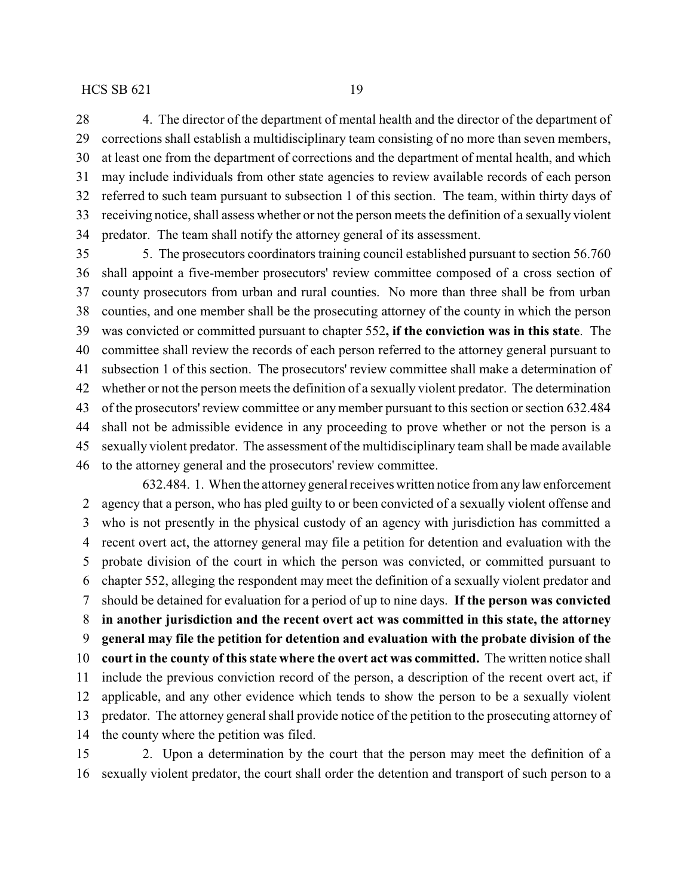4. The director of the department of mental health and the director of the department of corrections shall establish a multidisciplinary team consisting of no more than seven members, at least one from the department of corrections and the department of mental health, and which may include individuals from other state agencies to review available records of each person referred to such team pursuant to subsection 1 of this section. The team, within thirty days of receiving notice, shall assess whether or not the person meets the definition of a sexually violent predator. The team shall notify the attorney general of its assessment.

5. The prosecutors coordinators training council established pursuant to section 56.760 shall appoint a five-member prosecutors' review committee composed of a cross section of county prosecutors from urban and rural counties. No more than three shall be from urban counties, and one member shall be the prosecuting attorney of the county in which the person was convicted or committed pursuant to chapter 552**, if the conviction was in this state**. The committee shall review the records of each person referred to the attorney general pursuant to subsection 1 of this section. The prosecutors' review committee shall make a determination of whether or not the person meets the definition of a sexually violent predator. The determination of the prosecutors' review committee or any member pursuant to this section or section 632.484 shall not be admissible evidence in any proceeding to prove whether or not the person is a sexually violent predator. The assessment of the multidisciplinary team shall be made available to the attorney general and the prosecutors' review committee.

632.484. 1. When the attorney general receives written notice from any law enforcement agency that a person, who has pled guilty to or been convicted of a sexually violent offense and who is not presently in the physical custody of an agency with jurisdiction has committed a recent overt act, the attorney general may file a petition for detention and evaluation with the probate division of the court in which the person was convicted, or committed pursuant to chapter 552, alleging the respondent may meet the definition of a sexually violent predator and should be detained for evaluation for a period of up to nine days. **If the person was convicted in another jurisdiction and the recent overt act was committed in this state, the attorney general may file the petition for detention and evaluation with the probate division of the court in the county of this state where the overt act was committed.** The written notice shall include the previous conviction record of the person, a description of the recent overt act, if applicable, and any other evidence which tends to show the person to be a sexually violent predator. The attorney general shall provide notice of the petition to the prosecuting attorney of the county where the petition was filed.

2. Upon a determination by the court that the person may meet the definition of a sexually violent predator, the court shall order the detention and transport of such person to a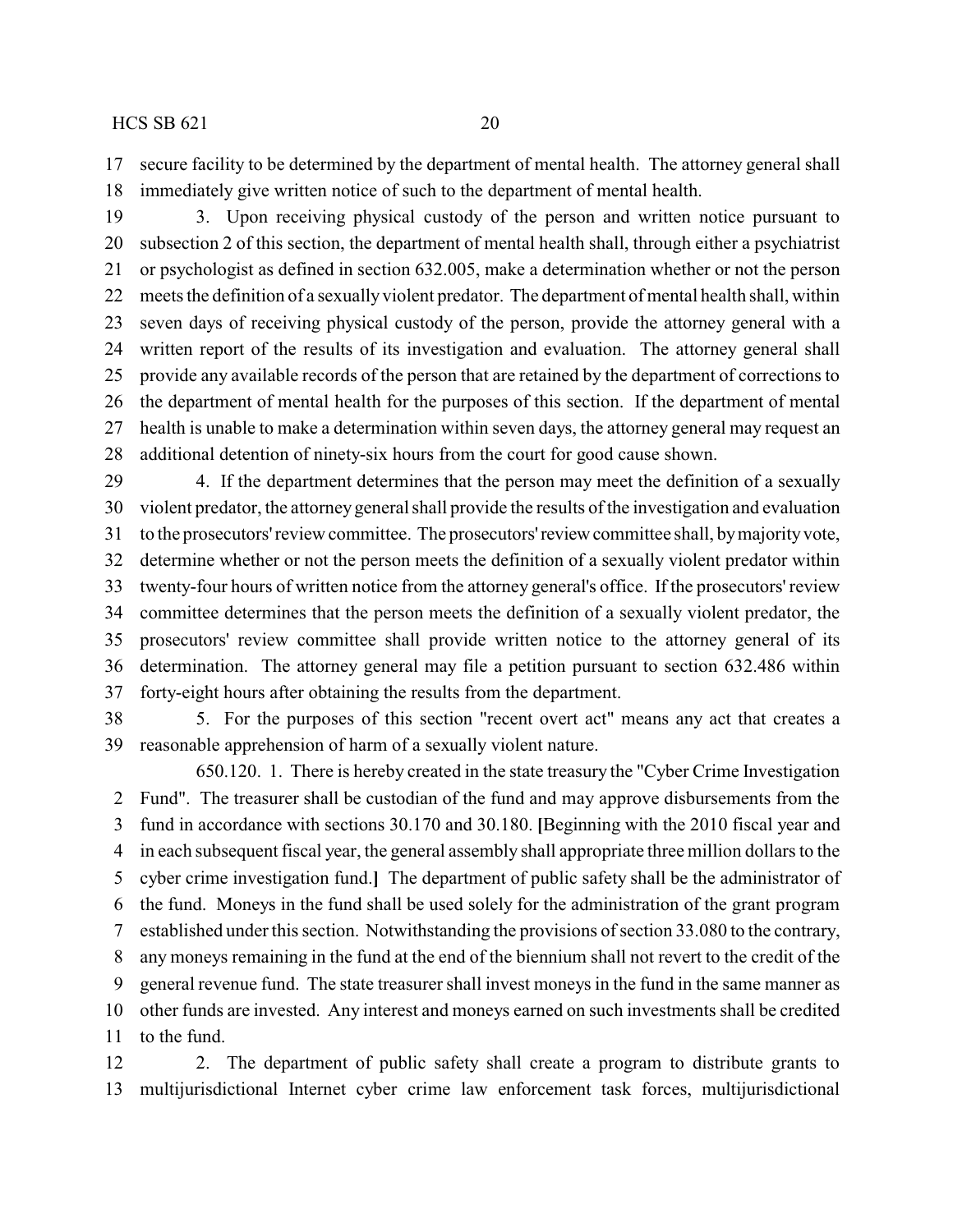secure facility to be determined by the department of mental health. The attorney general shall immediately give written notice of such to the department of mental health.

3. Upon receiving physical custody of the person and written notice pursuant to subsection 2 of this section, the department of mental health shall, through either a psychiatrist or psychologist as defined in section 632.005, make a determination whether or not the person meets the definition of a sexually violent predator. The department of mental health shall, within seven days of receiving physical custody of the person, provide the attorney general with a written report of the results of its investigation and evaluation. The attorney general shall provide any available records of the person that are retained by the department of corrections to the department of mental health for the purposes of this section. If the department of mental health is unable to make a determination within seven days, the attorney general may request an additional detention of ninety-six hours from the court for good cause shown.

4. If the department determines that the person may meet the definition of a sexually violent predator, the attorney general shall provide the results of the investigation and evaluation to the prosecutors' review committee. The prosecutors' review committee shall, by majority vote, determine whether or not the person meets the definition of a sexually violent predator within twenty-four hours of written notice from the attorney general's office. If the prosecutors' review committee determines that the person meets the definition of a sexually violent predator, the prosecutors' review committee shall provide written notice to the attorney general of its determination. The attorney general may file a petition pursuant to section 632.486 within forty-eight hours after obtaining the results from the department.

5. For the purposes of this section "recent overt act" means any act that creates a reasonable apprehension of harm of a sexually violent nature.

650.120. 1. There is hereby created in the state treasury the "Cyber Crime Investigation Fund". The treasurer shall be custodian of the fund and may approve disbursements from the fund in accordance with sections 30.170 and 30.180. **[**Beginning with the 2010 fiscal year and in each subsequent fiscal year, the general assembly shall appropriate three million dollars to the cyber crime investigation fund.**]** The department of public safety shall be the administrator of the fund. Moneys in the fund shall be used solely for the administration of the grant program established under this section. Notwithstanding the provisions of section 33.080 to the contrary, any moneys remaining in the fund at the end of the biennium shall not revert to the credit of the general revenue fund. The state treasurer shall invest moneys in the fund in the same manner as other funds are invested. Any interest and moneys earned on such investments shall be credited to the fund.

2. The department of public safety shall create a program to distribute grants to multijurisdictional Internet cyber crime law enforcement task forces, multijurisdictional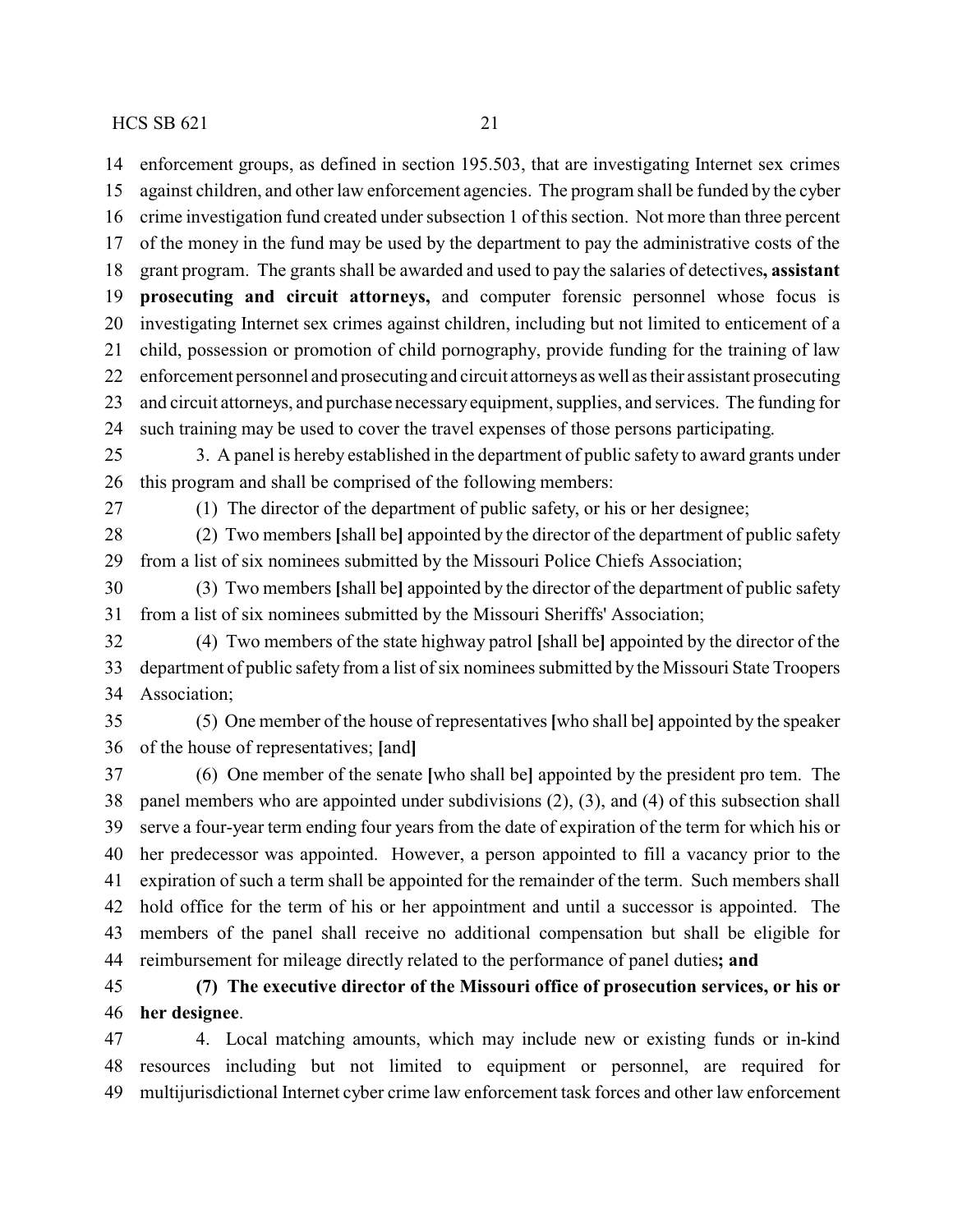enforcement groups, as defined in section 195.503, that are investigating Internet sex crimes against children, and other law enforcement agencies. The program shall be funded by the cyber crime investigation fund created under subsection 1 of this section. Not more than three percent of the money in the fund may be used by the department to pay the administrative costs of the grant program. The grants shall be awarded and used to pay the salaries of detectives**, assistant prosecuting and circuit attorneys,** and computer forensic personnel whose focus is investigating Internet sex crimes against children, including but not limited to enticement of a child, possession or promotion of child pornography, provide funding for the training of law enforcement personnel and prosecuting and circuit attorneys as well as their assistant prosecuting and circuit attorneys, and purchase necessary equipment, supplies, and services. The funding for such training may be used to cover the travel expenses of those persons participating.

3. A panel is hereby established in the department of public safety to award grants under this program and shall be comprised of the following members:

(1) The director of the department of public safety, or his or her designee;

(2) Two members **[**shall be**]** appointed by the director of the department of public safety from a list of six nominees submitted by the Missouri Police Chiefs Association;

(3) Two members **[**shall be**]** appointed by the director of the department of public safety from a list of six nominees submitted by the Missouri Sheriffs' Association;

(4) Two members of the state highway patrol **[**shall be**]** appointed by the director of the department of public safety from a list of six nominees submitted by the Missouri State Troopers Association;

(5) One member of the house of representatives **[**who shall be**]** appointed by the speaker of the house of representatives; **[**and**]**

(6) One member of the senate **[**who shall be**]** appointed by the president pro tem. The panel members who are appointed under subdivisions (2), (3), and (4) of this subsection shall serve a four-year term ending four years from the date of expiration of the term for which his or her predecessor was appointed. However, a person appointed to fill a vacancy prior to the expiration of such a term shall be appointed for the remainder of the term. Such members shall hold office for the term of his or her appointment and until a successor is appointed. The members of the panel shall receive no additional compensation but shall be eligible for reimbursement for mileage directly related to the performance of panel duties**; and**

**(7) The executive director of the Missouri office of prosecution services, or his or her designee**.

4. Local matching amounts, which may include new or existing funds or in-kind resources including but not limited to equipment or personnel, are required for multijurisdictional Internet cyber crime law enforcement task forces and other law enforcement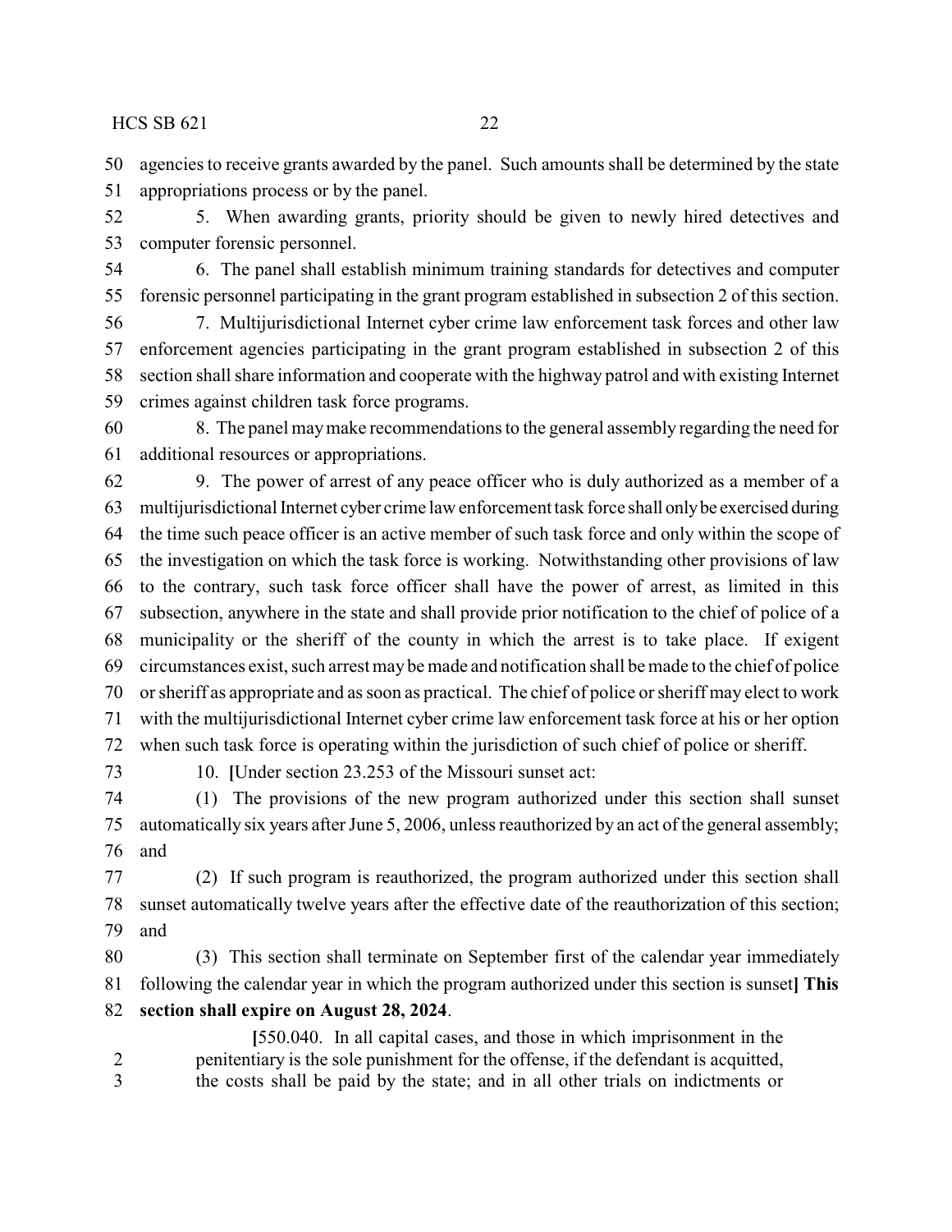agencies to receive grants awarded by the panel. Such amounts shall be determined by the state appropriations process or by the panel.

5. When awarding grants, priority should be given to newly hired detectives and computer forensic personnel.

6. The panel shall establish minimum training standards for detectives and computer forensic personnel participating in the grant program established in subsection 2 of this section.

7. Multijurisdictional Internet cyber crime law enforcement task forces and other law enforcement agencies participating in the grant program established in subsection 2 of this section shall share information and cooperate with the highway patrol and with existing Internet crimes against children task force programs.

8. The panel may make recommendations to the general assembly regarding the need for additional resources or appropriations.

9. The power of arrest of any peace officer who is duly authorized as a member of a multijurisdictional Internet cyber crime law enforcement task force shall only be exercised during the time such peace officer is an active member of such task force and only within the scope of the investigation on which the task force is working. Notwithstanding other provisions of law to the contrary, such task force officer shall have the power of arrest, as limited in this subsection, anywhere in the state and shall provide prior notification to the chief of police of a municipality or the sheriff of the county in which the arrest is to take place. If exigent circumstances exist, such arrest may be made and notification shall be made to the chief of police or sheriff as appropriate and as soon as practical. The chief of police or sheriff may elect to work with the multijurisdictional Internet cyber crime law enforcement task force at his or her option when such task force is operating within the jurisdiction of such chief of police or sheriff.

10. **[**Under section 23.253 of the Missouri sunset act:

(1) The provisions of the new program authorized under this section shall sunset automatically six years after June 5, 2006, unless reauthorized by an act of the general assembly; and

(2) If such program is reauthorized, the program authorized under this section shall sunset automatically twelve years after the effective date of the reauthorization of this section; and

(3) This section shall terminate on September first of the calendar year immediately following the calendar year in which the program authorized under this section is sunset**] This section shall expire on August 28, 2024**.

**[**550.040. In all capital cases, and those in which imprisonment in the penitentiary is the sole punishment for the offense, if the defendant is acquitted, the costs shall be paid by the state; and in all other trials on indictments or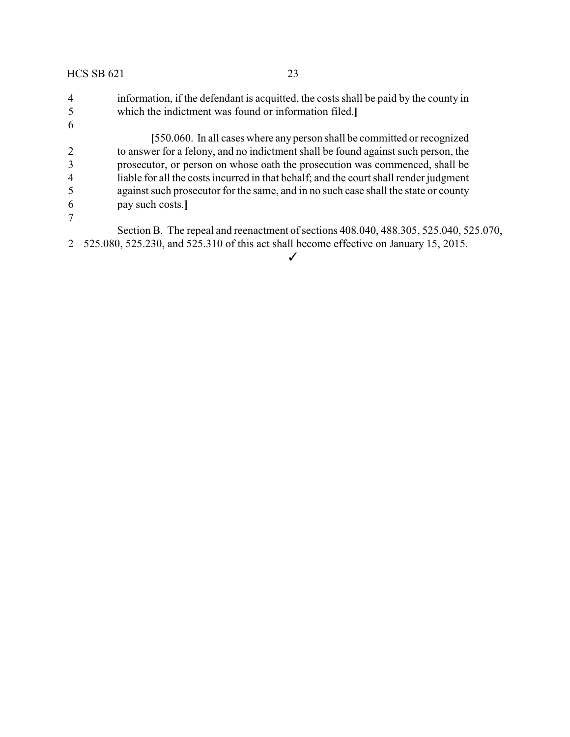information, if the defendant is acquitted, the costs shall be paid by the county in which the indictment was found or information filed.**]**

**[**550.060. In all cases where any person shall be committed or recognized to answer for a felony, and no indictment shall be found against such person, the prosecutor, or person on whose oath the prosecution was commenced, shall be liable for all the costs incurred in that behalf; and the court shall render judgment against such prosecutor for the same, and in no such case shall the state or county pay such costs.**]**

Section B. The repeal and reenactment of sections 408.040, 488.305, 525.040, 525.070, 525.080, 525.230, and 525.310 of this act shall become effective on January 15, 2015.

✓